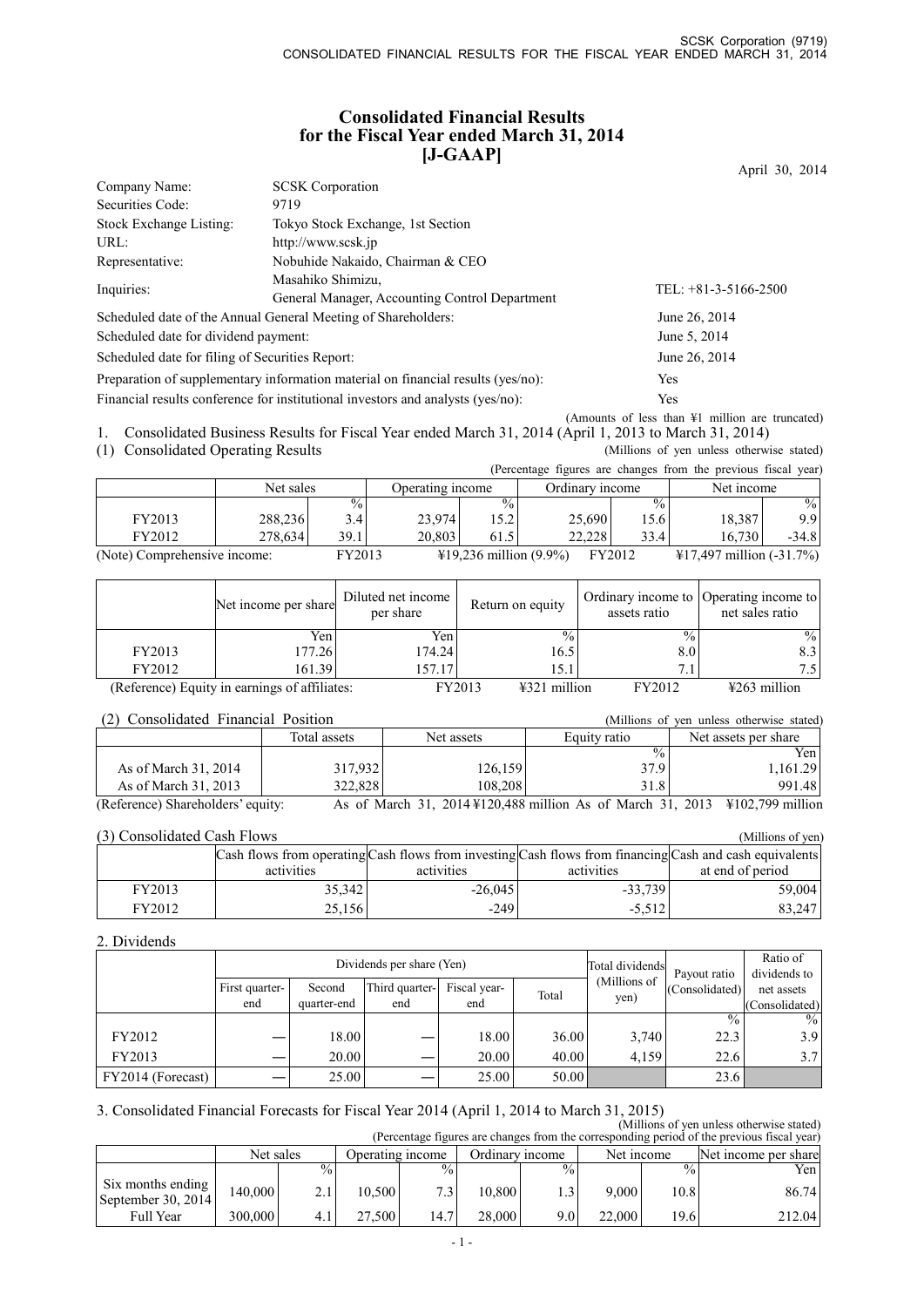# Consolidated Financial Results for the Fiscal Year ended March 31, 2014 [J-GAAP]

April 30, 2014

| | | |
|---|---|---|
| Company Name: | SCSK Corporation | |
| Securities Code: | 9719 | |
| Stock Exchange Listing: | Tokyo Stock Exchange, 1st Section | |
| URL: | http://www.scsk.jp | |
| Representative: | Nobuhide Nakaido, Chairman & CEO | |
| Inquiries: | Masahiko Shimizu, General Manager, Accounting Control Department | TEL: +81-3-5166-2500 |
| Scheduled date of the Annual General Meeting of Shareholders: | | June 26, 2014 |
| Scheduled date for dividend payment: | | June 5, 2014 |
| Scheduled date for filing of Securities Report: | | June 26, 2014 |
| Preparation of supplementary information material on financial results (yes/no): | | Yes |
| Financial results conference for institutional investors and analysts (yes/no): | | Yes |

(Amounts of less than ¥1 million are truncated)

1. Consolidated Business Results for Fiscal Year ended March 31, 2014 (April 1, 2013 to March 31, 2014)

(1) Consolidated Operating Results

(Millions of yen unless otherwise stated)

(Percentage figures are changes from the previous fiscal year)

| | Net sales | | Operating income | | Ordinary income | | Net income | |
|---|---|---|---|---|---|---|---|---|
| | | % | | % | | % | | % |
| FY2013 | 288,236 | 3.4 | 23,974 | 15.2 | 25,690 | 15.6 | 18,387 | 9.9 |
| FY2012 | 278,634 | 39.1 | 20,803 | 61.5 | 22,228 | 33.4 | 16,730 | -34.8 |

(Note) Comprehensive income: FY2013 ¥19,236 million (9.9%) FY2012 ¥17,497 million (-31.7%)

| | Net income per share | Diluted net income per share | Return on equity | Ordinary income to assets ratio | Operating income to net sales ratio |
|---|---|---|---|---|---|
| | Yen | Yen | % | % | % |
| FY2013 | 177.26 | 174.24 | 16.5 | 8.0 | 8.3 |
| FY2012 | 161.39 | 157.17 | 15.1 | 7.1 | 7.5 |

(Reference) Equity in earnings of affiliates: FY2013 ¥321 million FY2012 ¥263 million

(2) Consolidated Financial Position

(Millions of yen unless otherwise stated)

| | Total assets | Net assets | Equity ratio | Net assets per share |
|---|---|---|---|---|
| | | | % | Yen |
| As of March 31, 2014 | 317,932 | 126,159 | 37.9 | 1,161.29 |
| As of March 31, 2013 | 322,828 | 108,208 | 31.8 | 991.48 |

(Reference) Shareholders' equity: As of March 31, 2014 ¥120,488 million As of March 31, 2013 ¥102,799 million

(3) Consolidated Cash Flows

(Millions of yen)

| | Cash flows from operating activities | Cash flows from investing activities | Cash flows from financing activities | Cash and cash equivalents at end of period |
|---|---|---|---|---|
| FY2013 | 35,342 | -26,045 | -33,739 | 59,004 |
| FY2012 | 25,156 | -249 | -5,512 | 83,247 |

2. Dividends

| | Dividends per share (Yen) | | | | | Total dividends (Millions of yen) | Payout ratio (Consolidated) | Ratio of dividends to net assets (Consolidated) |
|---|---|---|---|---|---|---|---|---|
| | First quarter-end | Second quarter-end | Third quarter-end | Fiscal year-end | Total | | | |
| | | | | | | | % | % |
| FY2012 | — | 18.00 | — | 18.00 | 36.00 | 3,740 | 22.3 | 3.9 |
| FY2013 | — | 20.00 | — | 20.00 | 40.00 | 4,159 | 22.6 | 3.7 |
| FY2014 (Forecast) | — | 25.00 | — | 25.00 | 50.00 | | 23.6 | |

3. Consolidated Financial Forecasts for Fiscal Year 2014 (April 1, 2014 to March 31, 2015)

(Millions of yen unless otherwise stated)

(Percentage figures are changes from the corresponding period of the previous fiscal year)

| | Net sales | | Operating income | | Ordinary income | | Net income | | Net income per share |
|---|---|---|---|---|---|---|---|---|---|
| | | % | | % | | % | | % | Yen |
| Six months ending September 30, 2014 | 140,000 | 2.1 | 10,500 | 7.3 | 10,800 | 1.3 | 9,000 | 10.8 | 86.74 |
| Full Year | 300,000 | 4.1 | 27,500 | 14.7 | 28,000 | 9.0 | 22,000 | 19.6 | 212.04 |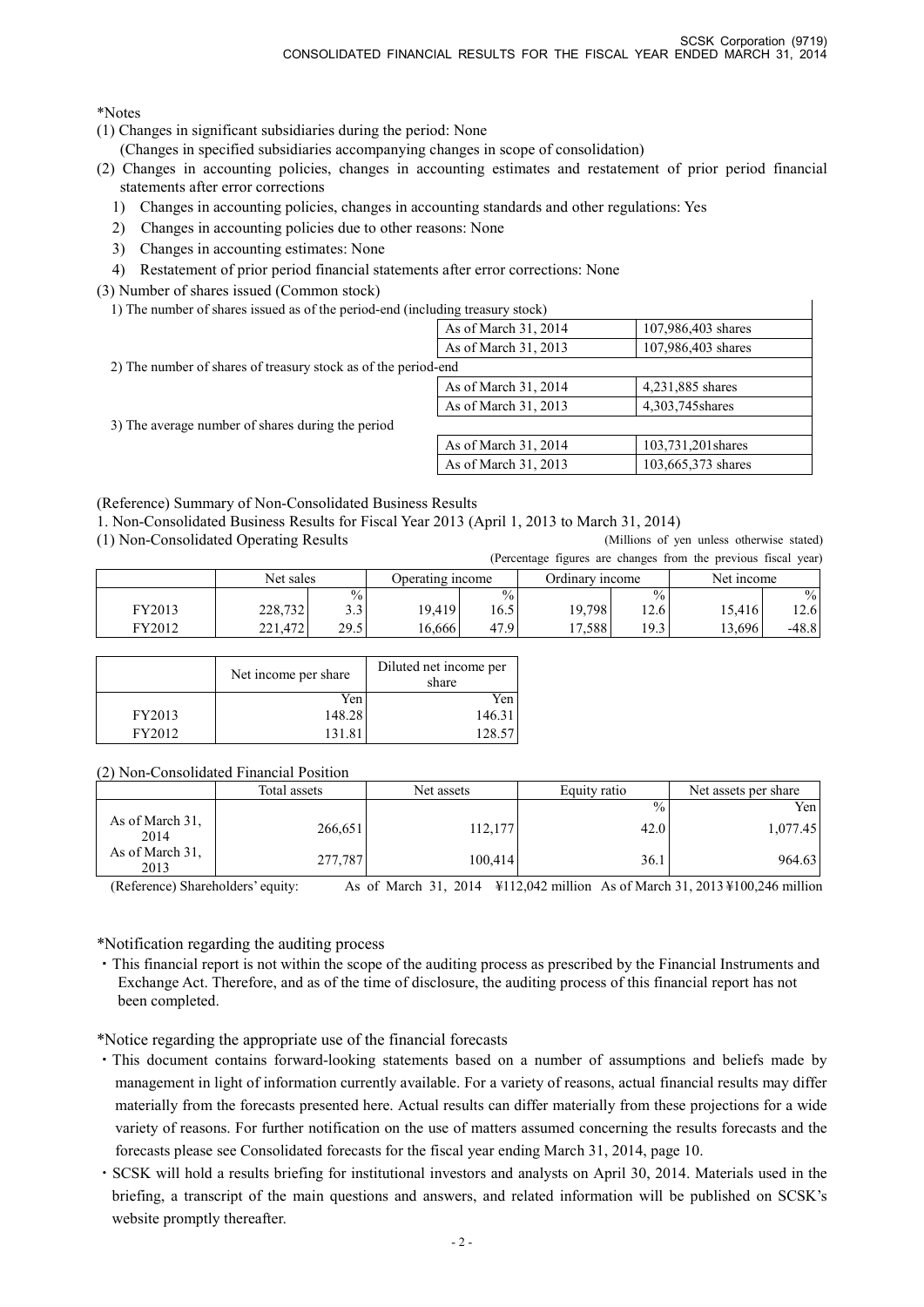*Notes

(1) Changes in significant subsidiaries during the period: None
    (Changes in specified subsidiaries accompanying changes in scope of consolidation)

(2) Changes in accounting policies, changes in accounting estimates and restatement of prior period financial statements after error corrections
   1) Changes in accounting policies, changes in accounting standards and other regulations: Yes
   2) Changes in accounting policies due to other reasons: None
   3) Changes in accounting estimates: None
   4) Restatement of prior period financial statements after error corrections: None

(3) Number of shares issued (Common stock)

| | | |
|---|---|---|
| 1) The number of shares issued as of the period-end (including treasury stock) | | |
| | As of March 31, 2014 | 107,986,403 shares |
| | As of March 31, 2013 | 107,986,403 shares |
| 2) The number of shares of treasury stock as of the period-end | | |
| | As of March 31, 2014 | 4,231,885 shares |
| | As of March 31, 2013 | 4,303,745shares |
| 3) The average number of shares during the period | | |
| | As of March 31, 2014 | 103,731,201shares |
| | As of March 31, 2013 | 103,665,373 shares |

(Reference) Summary of Non-Consolidated Business Results

1. Non-Consolidated Business Results for Fiscal Year 2013 (April 1, 2013 to March 31, 2014)

(1) Non-Consolidated Operating Results

(Millions of yen unless otherwise stated)
(Percentage figures are changes from the previous fiscal year)

| | Net sales | | Operating income | | Ordinary income | | Net income | |
|---|---|---|---|---|---|---|---|---|
| | | % | | % | | % | | % |
| FY2013 | 228,732 | 3.3 | 19,419 | 16.5 | 19,798 | 12.6 | 15,416 | 12.6 |
| FY2012 | 221,472 | 29.5 | 16,666 | 47.9 | 17,588 | 19.3 | 13,696 | -48.8 |

| | Net income per share | Diluted net income per share |
|---|---|---|
| | Yen | Yen |
| FY2013 | 148.28 | 146.31 |
| FY2012 | 131.81 | 128.57 |

(2) Non-Consolidated Financial Position

| | Total assets | Net assets | Equity ratio | Net assets per share |
|---|---|---|---|---|
| | | | % | Yen |
| As of March 31, 2014 | 266,651 | 112,177 | 42.0 | 1,077.45 |
| As of March 31, 2013 | 277,787 | 100,414 | 36.1 | 964.63 |

(Reference) Shareholders' equity: As of March 31, 2014 ¥112,042 million As of March 31, 2013 ¥100,246 million

*Notification regarding the auditing process

・This financial report is not within the scope of the auditing process as prescribed by the Financial Instruments and Exchange Act. Therefore, and as of the time of disclosure, the auditing process of this financial report has not been completed.

*Notice regarding the appropriate use of the financial forecasts

・This document contains forward-looking statements based on a number of assumptions and beliefs made by management in light of information currently available. For a variety of reasons, actual financial results may differ materially from the forecasts presented here. Actual results can differ materially from these projections for a wide variety of reasons. For further notification on the use of matters assumed concerning the results forecasts and the forecasts please see Consolidated forecasts for the fiscal year ending March 31, 2014, page 10.

・SCSK will hold a results briefing for institutional investors and analysts on April 30, 2014. Materials used in the briefing, a transcript of the main questions and answers, and related information will be published on SCSK's website promptly thereafter.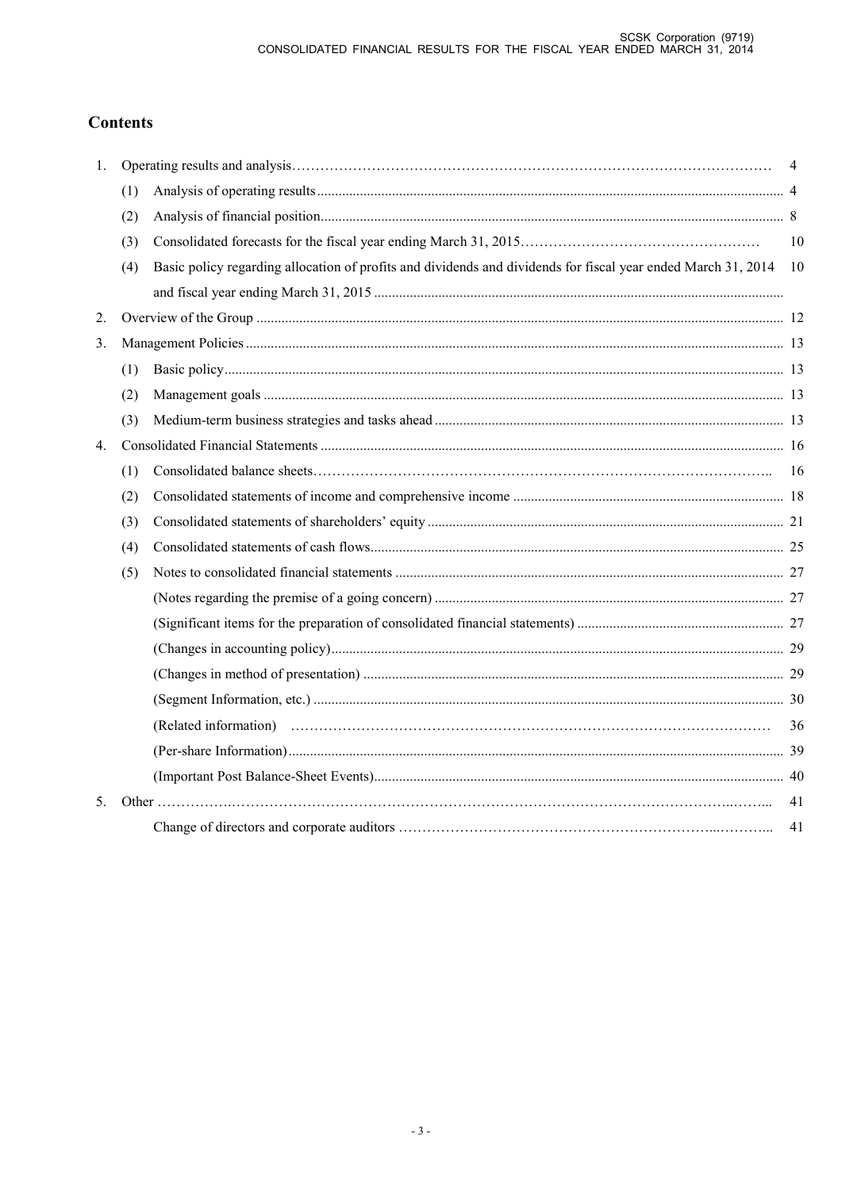## Contents

| | | | |
|---|---|---|---|
| 1. | Operating results and analysis | | 4 |
| | (1) | Analysis of operating results | 4 |
| | (2) | Analysis of financial position | 8 |
| | (3) | Consolidated forecasts for the fiscal year ending March 31, 2015 | 10 |
| | (4) | Basic policy regarding allocation of profits and dividends and dividends for fiscal year ended March 31, 2014 and fiscal year ending March 31, 2015 | 10 |
| 2. | Overview of the Group | | 12 |
| 3. | Management Policies | | 13 |
| | (1) | Basic policy | 13 |
| | (2) | Management goals | 13 |
| | (3) | Medium-term business strategies and tasks ahead | 13 |
| 4. | Consolidated Financial Statements | | 16 |
| | (1) | Consolidated balance sheets | 16 |
| | (2) | Consolidated statements of income and comprehensive income | 18 |
| | (3) | Consolidated statements of shareholders' equity | 21 |
| | (4) | Consolidated statements of cash flows | 25 |
| | (5) | Notes to consolidated financial statements | 27 |
| | | (Notes regarding the premise of a going concern) | 27 |
| | | (Significant items for the preparation of consolidated financial statements) | 27 |
| | | (Changes in accounting policy) | 29 |
| | | (Changes in method of presentation) | 29 |
| | | (Segment Information, etc.) | 30 |
| | | (Related information) | 36 |
| | | (Per-share Information) | 39 |
| | | (Important Post Balance-Sheet Events) | 40 |
| 5. | Other | | 41 |
| | | Change of directors and corporate auditors | 41 |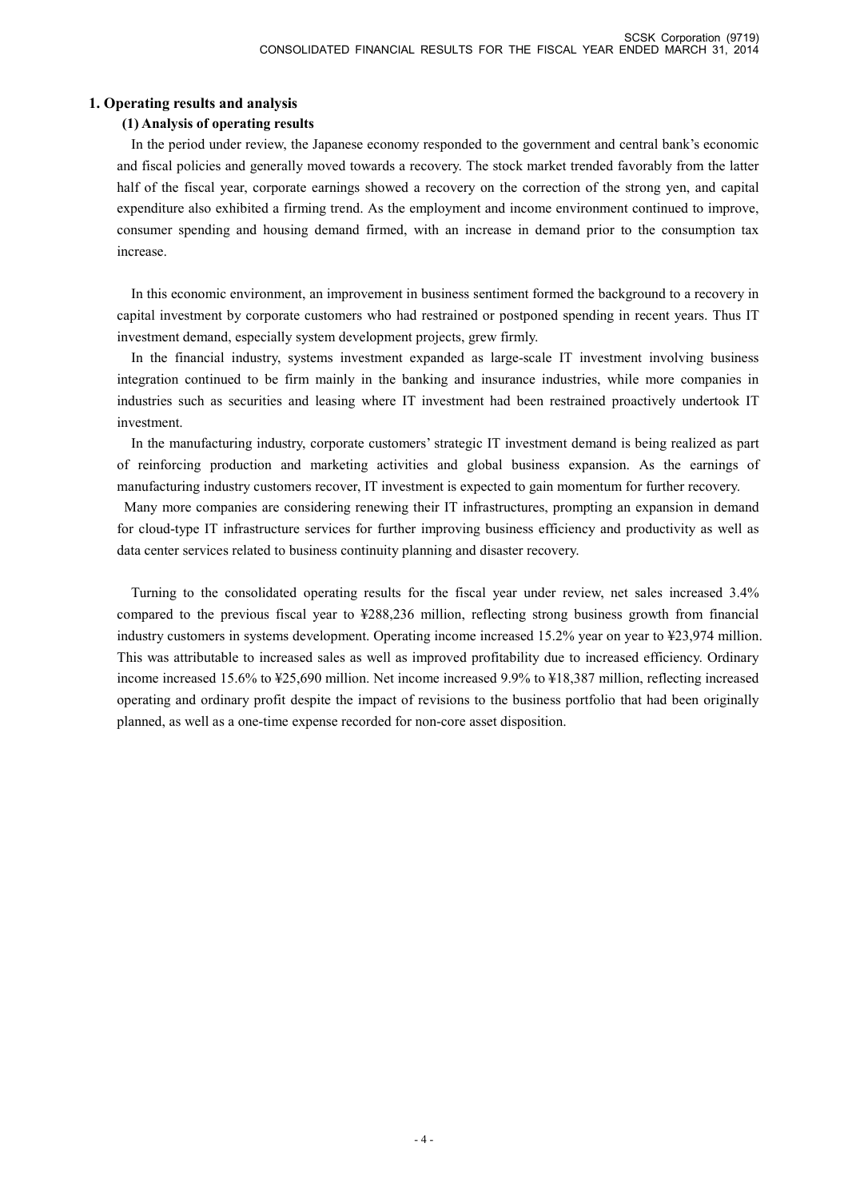## 1. Operating results and analysis

### (1) Analysis of operating results

In the period under review, the Japanese economy responded to the government and central bank's economic and fiscal policies and generally moved towards a recovery. The stock market trended favorably from the latter half of the fiscal year, corporate earnings showed a recovery on the correction of the strong yen, and capital expenditure also exhibited a firming trend. As the employment and income environment continued to improve, consumer spending and housing demand firmed, with an increase in demand prior to the consumption tax increase.

In this economic environment, an improvement in business sentiment formed the background to a recovery in capital investment by corporate customers who had restrained or postponed spending in recent years. Thus IT investment demand, especially system development projects, grew firmly.

In the financial industry, systems investment expanded as large-scale IT investment involving business integration continued to be firm mainly in the banking and insurance industries, while more companies in industries such as securities and leasing where IT investment had been restrained proactively undertook IT investment.

In the manufacturing industry, corporate customers' strategic IT investment demand is being realized as part of reinforcing production and marketing activities and global business expansion. As the earnings of manufacturing industry customers recover, IT investment is expected to gain momentum for further recovery.

Many more companies are considering renewing their IT infrastructures, prompting an expansion in demand for cloud-type IT infrastructure services for further improving business efficiency and productivity as well as data center services related to business continuity planning and disaster recovery.

Turning to the consolidated operating results for the fiscal year under review, net sales increased 3.4% compared to the previous fiscal year to ¥288,236 million, reflecting strong business growth from financial industry customers in systems development. Operating income increased 15.2% year on year to ¥23,974 million. This was attributable to increased sales as well as improved profitability due to increased efficiency. Ordinary income increased 15.6% to ¥25,690 million. Net income increased 9.9% to ¥18,387 million, reflecting increased operating and ordinary profit despite the impact of revisions to the business portfolio that had been originally planned, as well as a one-time expense recorded for non-core asset disposition.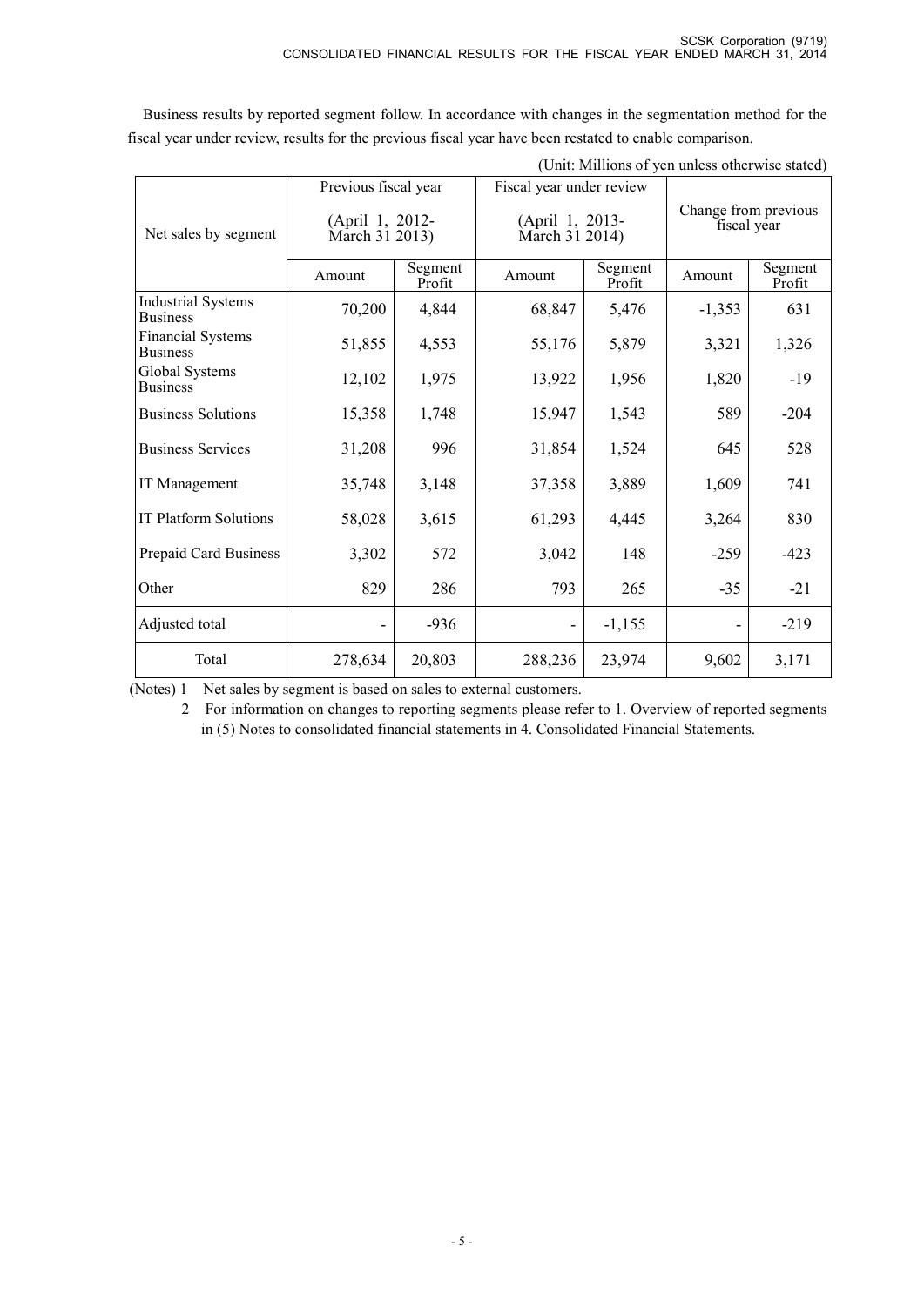Business results by reported segment follow. In accordance with changes in the segmentation method for the fiscal year under review, results for the previous fiscal year have been restated to enable comparison.

(Unit: Millions of yen unless otherwise stated)

| Net sales by segment | Previous fiscal year (April 1, 2012- March 31 2013) | | Fiscal year under review (April 1, 2013- March 31 2014) | | Change from previous fiscal year | |
|---|---|---|---|---|---|---|
| | Amount | Segment Profit | Amount | Segment Profit | Amount | Segment Profit |
| Industrial Systems Business | 70,200 | 4,844 | 68,847 | 5,476 | -1,353 | 631 |
| Financial Systems Business | 51,855 | 4,553 | 55,176 | 5,879 | 3,321 | 1,326 |
| Global Systems Business | 12,102 | 1,975 | 13,922 | 1,956 | 1,820 | -19 |
| Business Solutions | 15,358 | 1,748 | 15,947 | 1,543 | 589 | -204 |
| Business Services | 31,208 | 996 | 31,854 | 1,524 | 645 | 528 |
| IT Management | 35,748 | 3,148 | 37,358 | 3,889 | 1,609 | 741 |
| IT Platform Solutions | 58,028 | 3,615 | 61,293 | 4,445 | 3,264 | 830 |
| Prepaid Card Business | 3,302 | 572 | 3,042 | 148 | -259 | -423 |
| Other | 829 | 286 | 793 | 265 | -35 | -21 |
| Adjusted total | - | -936 | - | -1,155 | - | -219 |
| Total | 278,634 | 20,803 | 288,236 | 23,974 | 9,602 | 3,171 |

(Notes) 1 Net sales by segment is based on sales to external customers.

2 For information on changes to reporting segments please refer to 1. Overview of reported segments in (5) Notes to consolidated financial statements in 4. Consolidated Financial Statements.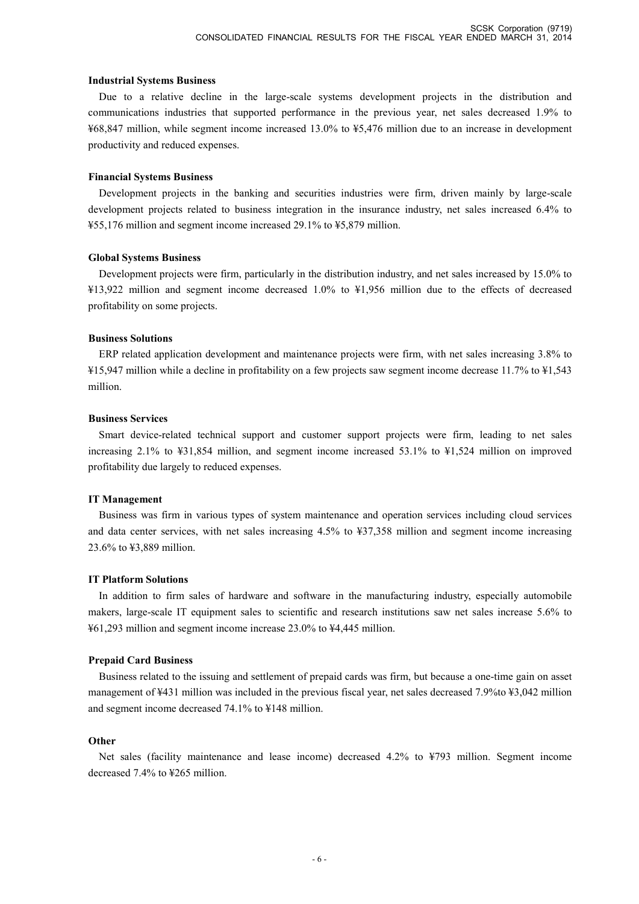#### Industrial Systems Business

Due to a relative decline in the large-scale systems development projects in the distribution and communications industries that supported performance in the previous year, net sales decreased 1.9% to ¥68,847 million, while segment income increased 13.0% to ¥5,476 million due to an increase in development productivity and reduced expenses.

#### Financial Systems Business

Development projects in the banking and securities industries were firm, driven mainly by large-scale development projects related to business integration in the insurance industry, net sales increased 6.4% to ¥55,176 million and segment income increased 29.1% to ¥5,879 million.

#### Global Systems Business

Development projects were firm, particularly in the distribution industry, and net sales increased by 15.0% to ¥13,922 million and segment income decreased 1.0% to ¥1,956 million due to the effects of decreased profitability on some projects.

#### Business Solutions

ERP related application development and maintenance projects were firm, with net sales increasing 3.8% to ¥15,947 million while a decline in profitability on a few projects saw segment income decrease 11.7% to ¥1,543 million.

#### Business Services

Smart device-related technical support and customer support projects were firm, leading to net sales increasing 2.1% to ¥31,854 million, and segment income increased 53.1% to ¥1,524 million on improved profitability due largely to reduced expenses.

#### IT Management

Business was firm in various types of system maintenance and operation services including cloud services and data center services, with net sales increasing 4.5% to ¥37,358 million and segment income increasing 23.6% to ¥3,889 million.

#### IT Platform Solutions

In addition to firm sales of hardware and software in the manufacturing industry, especially automobile makers, large-scale IT equipment sales to scientific and research institutions saw net sales increase 5.6% to ¥61,293 million and segment income increase 23.0% to ¥4,445 million.

#### Prepaid Card Business

Business related to the issuing and settlement of prepaid cards was firm, but because a one-time gain on asset management of ¥431 million was included in the previous fiscal year, net sales decreased 7.9%to ¥3,042 million and segment income decreased 74.1% to ¥148 million.

#### Other

Net sales (facility maintenance and lease income) decreased 4.2% to ¥793 million. Segment income decreased 7.4% to ¥265 million.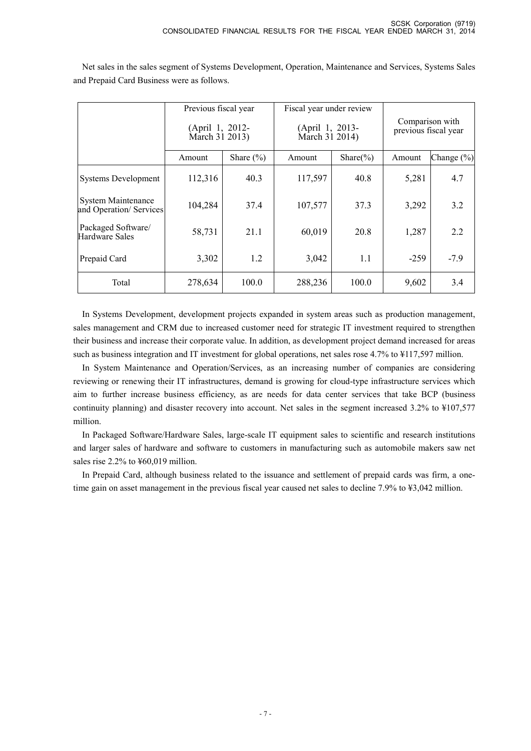Net sales in the sales segment of Systems Development, Operation, Maintenance and Services, Systems Sales and Prepaid Card Business were as follows.

| | Previous fiscal year (April 1, 2012- March 31 2013) | | Fiscal year under review (April 1, 2013- March 31 2014) | | Comparison with previous fiscal year | |
|---|---|---|---|---|---|---|
| | Amount | Share (%) | Amount | Share(%) | Amount | Change (%) |
| Systems Development | 112,316 | 40.3 | 117,597 | 40.8 | 5,281 | 4.7 |
| System Maintenance and Operation/ Services | 104,284 | 37.4 | 107,577 | 37.3 | 3,292 | 3.2 |
| Packaged Software/ Hardware Sales | 58,731 | 21.1 | 60,019 | 20.8 | 1,287 | 2.2 |
| Prepaid Card | 3,302 | 1.2 | 3,042 | 1.1 | -259 | -7.9 |
| Total | 278,634 | 100.0 | 288,236 | 100.0 | 9,602 | 3.4 |

In Systems Development, development projects expanded in system areas such as production management, sales management and CRM due to increased customer need for strategic IT investment required to strengthen their business and increase their corporate value. In addition, as development project demand increased for areas such as business integration and IT investment for global operations, net sales rose 4.7% to ¥117,597 million.

In System Maintenance and Operation/Services, as an increasing number of companies are considering reviewing or renewing their IT infrastructures, demand is growing for cloud-type infrastructure services which aim to further increase business efficiency, as are needs for data center services that take BCP (business continuity planning) and disaster recovery into account. Net sales in the segment increased 3.2% to ¥107,577 million.

In Packaged Software/Hardware Sales, large-scale IT equipment sales to scientific and research institutions and larger sales of hardware and software to customers in manufacturing such as automobile makers saw net sales rise 2.2% to ¥60,019 million.

In Prepaid Card, although business related to the issuance and settlement of prepaid cards was firm, a one-time gain on asset management in the previous fiscal year caused net sales to decline 7.9% to ¥3,042 million.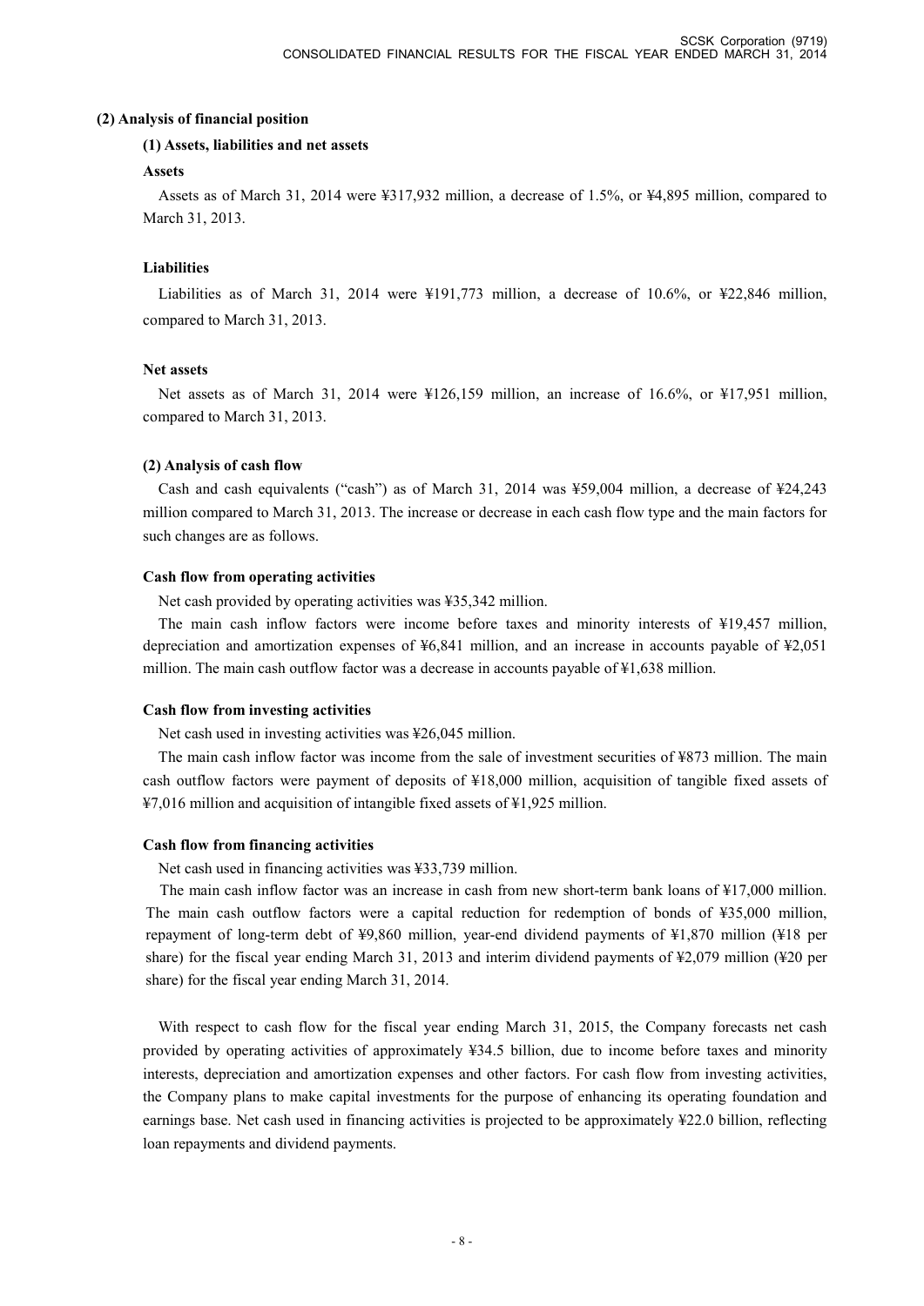## (2) Analysis of financial position

### (1) Assets, liabilities and net assets

**Assets**

Assets as of March 31, 2014 were ¥317,932 million, a decrease of 1.5%, or ¥4,895 million, compared to March 31, 2013.

**Liabilities**

Liabilities as of March 31, 2014 were ¥191,773 million, a decrease of 10.6%, or ¥22,846 million, compared to March 31, 2013.

**Net assets**

Net assets as of March 31, 2014 were ¥126,159 million, an increase of 16.6%, or ¥17,951 million, compared to March 31, 2013.

### (2) Analysis of cash flow

Cash and cash equivalents ("cash") as of March 31, 2014 was ¥59,004 million, a decrease of ¥24,243 million compared to March 31, 2013. The increase or decrease in each cash flow type and the main factors for such changes are as follows.

**Cash flow from operating activities**

Net cash provided by operating activities was ¥35,342 million.

The main cash inflow factors were income before taxes and minority interests of ¥19,457 million, depreciation and amortization expenses of ¥6,841 million, and an increase in accounts payable of ¥2,051 million. The main cash outflow factor was a decrease in accounts payable of ¥1,638 million.

**Cash flow from investing activities**

Net cash used in investing activities was ¥26,045 million.

The main cash inflow factor was income from the sale of investment securities of ¥873 million. The main cash outflow factors were payment of deposits of ¥18,000 million, acquisition of tangible fixed assets of ¥7,016 million and acquisition of intangible fixed assets of ¥1,925 million.

**Cash flow from financing activities**

Net cash used in financing activities was ¥33,739 million.

The main cash inflow factor was an increase in cash from new short-term bank loans of ¥17,000 million. The main cash outflow factors were a capital reduction for redemption of bonds of ¥35,000 million, repayment of long-term debt of ¥9,860 million, year-end dividend payments of ¥1,870 million (¥18 per share) for the fiscal year ending March 31, 2013 and interim dividend payments of ¥2,079 million (¥20 per share) for the fiscal year ending March 31, 2014.

With respect to cash flow for the fiscal year ending March 31, 2015, the Company forecasts net cash provided by operating activities of approximately ¥34.5 billion, due to income before taxes and minority interests, depreciation and amortization expenses and other factors. For cash flow from investing activities, the Company plans to make capital investments for the purpose of enhancing its operating foundation and earnings base. Net cash used in financing activities is projected to be approximately ¥22.0 billion, reflecting loan repayments and dividend payments.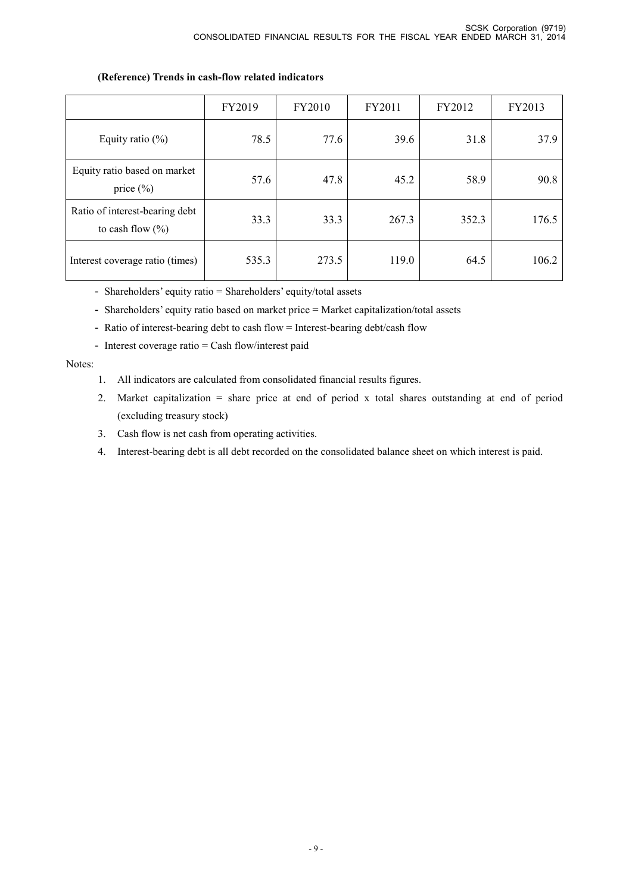**(Reference) Trends in cash-flow related indicators**

| | FY2019 | FY2010 | FY2011 | FY2012 | FY2013 |
|---|---|---|---|---|---|
| Equity ratio (%) | 78.5 | 77.6 | 39.6 | 31.8 | 37.9 |
| Equity ratio based on market price (%) | 57.6 | 47.8 | 45.2 | 58.9 | 90.8 |
| Ratio of interest-bearing debt to cash flow (%) | 33.3 | 33.3 | 267.3 | 352.3 | 176.5 |
| Interest coverage ratio (times) | 535.3 | 273.5 | 119.0 | 64.5 | 106.2 |

- Shareholders' equity ratio = Shareholders' equity/total assets
- Shareholders' equity ratio based on market price = Market capitalization/total assets
- Ratio of interest-bearing debt to cash flow = Interest-bearing debt/cash flow
- Interest coverage ratio = Cash flow/interest paid

Notes:

1. All indicators are calculated from consolidated financial results figures.
2. Market capitalization = share price at end of period x total shares outstanding at end of period (excluding treasury stock)
3. Cash flow is net cash from operating activities.
4. Interest-bearing debt is all debt recorded on the consolidated balance sheet on which interest is paid.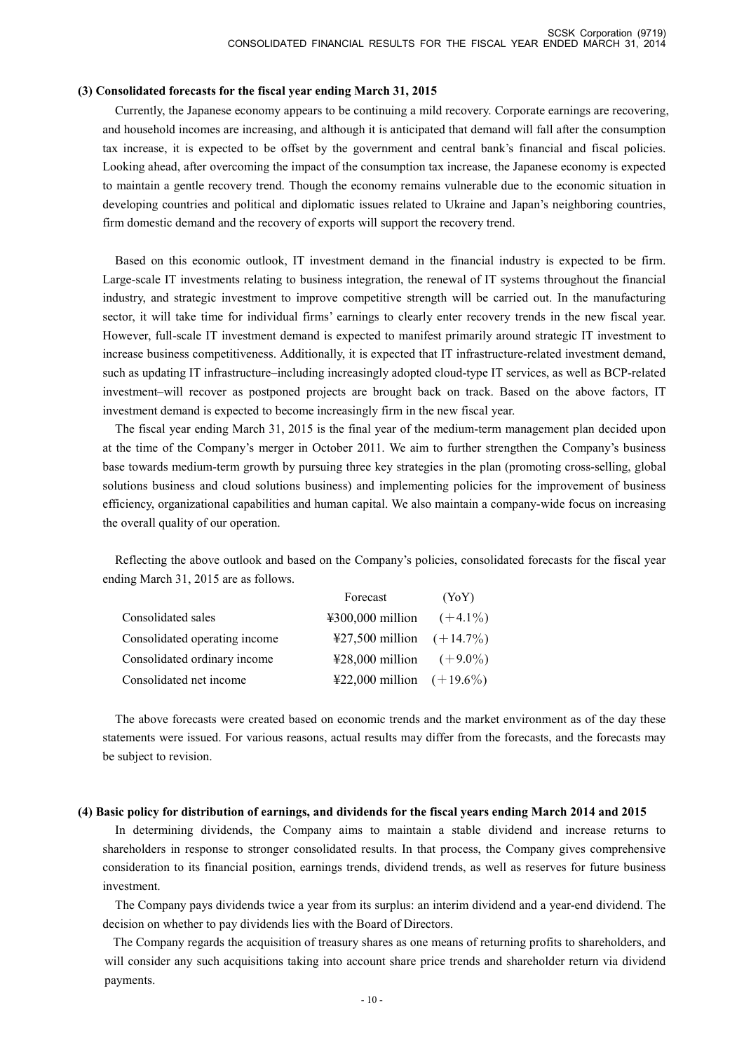### (3) Consolidated forecasts for the fiscal year ending March 31, 2015

Currently, the Japanese economy appears to be continuing a mild recovery. Corporate earnings are recovering, and household incomes are increasing, and although it is anticipated that demand will fall after the consumption tax increase, it is expected to be offset by the government and central bank's financial and fiscal policies. Looking ahead, after overcoming the impact of the consumption tax increase, the Japanese economy is expected to maintain a gentle recovery trend. Though the economy remains vulnerable due to the economic situation in developing countries and political and diplomatic issues related to Ukraine and Japan's neighboring countries, firm domestic demand and the recovery of exports will support the recovery trend.

Based on this economic outlook, IT investment demand in the financial industry is expected to be firm. Large-scale IT investments relating to business integration, the renewal of IT systems throughout the financial industry, and strategic investment to improve competitive strength will be carried out. In the manufacturing sector, it will take time for individual firms' earnings to clearly enter recovery trends in the new fiscal year. However, full-scale IT investment demand is expected to manifest primarily around strategic IT investment to increase business competitiveness. Additionally, it is expected that IT infrastructure-related investment demand, such as updating IT infrastructure–including increasingly adopted cloud-type IT services, as well as BCP-related investment–will recover as postponed projects are brought back on track. Based on the above factors, IT investment demand is expected to become increasingly firm in the new fiscal year.

The fiscal year ending March 31, 2015 is the final year of the medium-term management plan decided upon at the time of the Company's merger in October 2011. We aim to further strengthen the Company's business base towards medium-term growth by pursuing three key strategies in the plan (promoting cross-selling, global solutions business and cloud solutions business) and implementing policies for the improvement of business efficiency, organizational capabilities and human capital. We also maintain a company-wide focus on increasing the overall quality of our operation.

Reflecting the above outlook and based on the Company's policies, consolidated forecasts for the fiscal year ending March 31, 2015 are as follows.

| | Forecast | (YoY) |
|---|---|---|
| Consolidated sales | ¥300,000 million | (+4.1%) |
| Consolidated operating income | ¥27,500 million | (+14.7%) |
| Consolidated ordinary income | ¥28,000 million | (+9.0%) |
| Consolidated net income | ¥22,000 million | (+19.6%) |

The above forecasts were created based on economic trends and the market environment as of the day these statements were issued. For various reasons, actual results may differ from the forecasts, and the forecasts may be subject to revision.

### (4) Basic policy for distribution of earnings, and dividends for the fiscal years ending March 2014 and 2015

In determining dividends, the Company aims to maintain a stable dividend and increase returns to shareholders in response to stronger consolidated results. In that process, the Company gives comprehensive consideration to its financial position, earnings trends, dividend trends, as well as reserves for future business investment.

The Company pays dividends twice a year from its surplus: an interim dividend and a year-end dividend. The decision on whether to pay dividends lies with the Board of Directors.

The Company regards the acquisition of treasury shares as one means of returning profits to shareholders, and will consider any such acquisitions taking into account share price trends and shareholder return via dividend payments.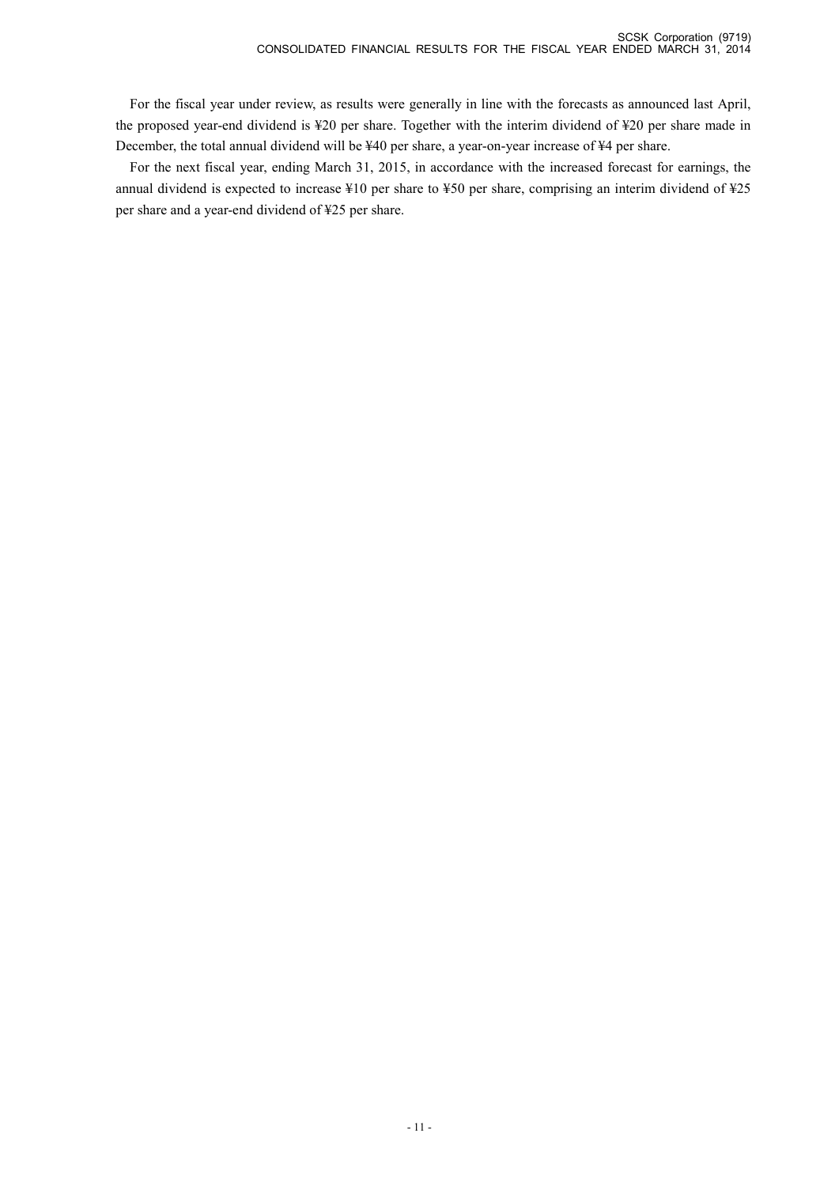For the fiscal year under review, as results were generally in line with the forecasts as announced last April, the proposed year-end dividend is ¥20 per share. Together with the interim dividend of ¥20 per share made in December, the total annual dividend will be ¥40 per share, a year-on-year increase of ¥4 per share.

For the next fiscal year, ending March 31, 2015, in accordance with the increased forecast for earnings, the annual dividend is expected to increase ¥10 per share to ¥50 per share, comprising an interim dividend of ¥25 per share and a year-end dividend of ¥25 per share.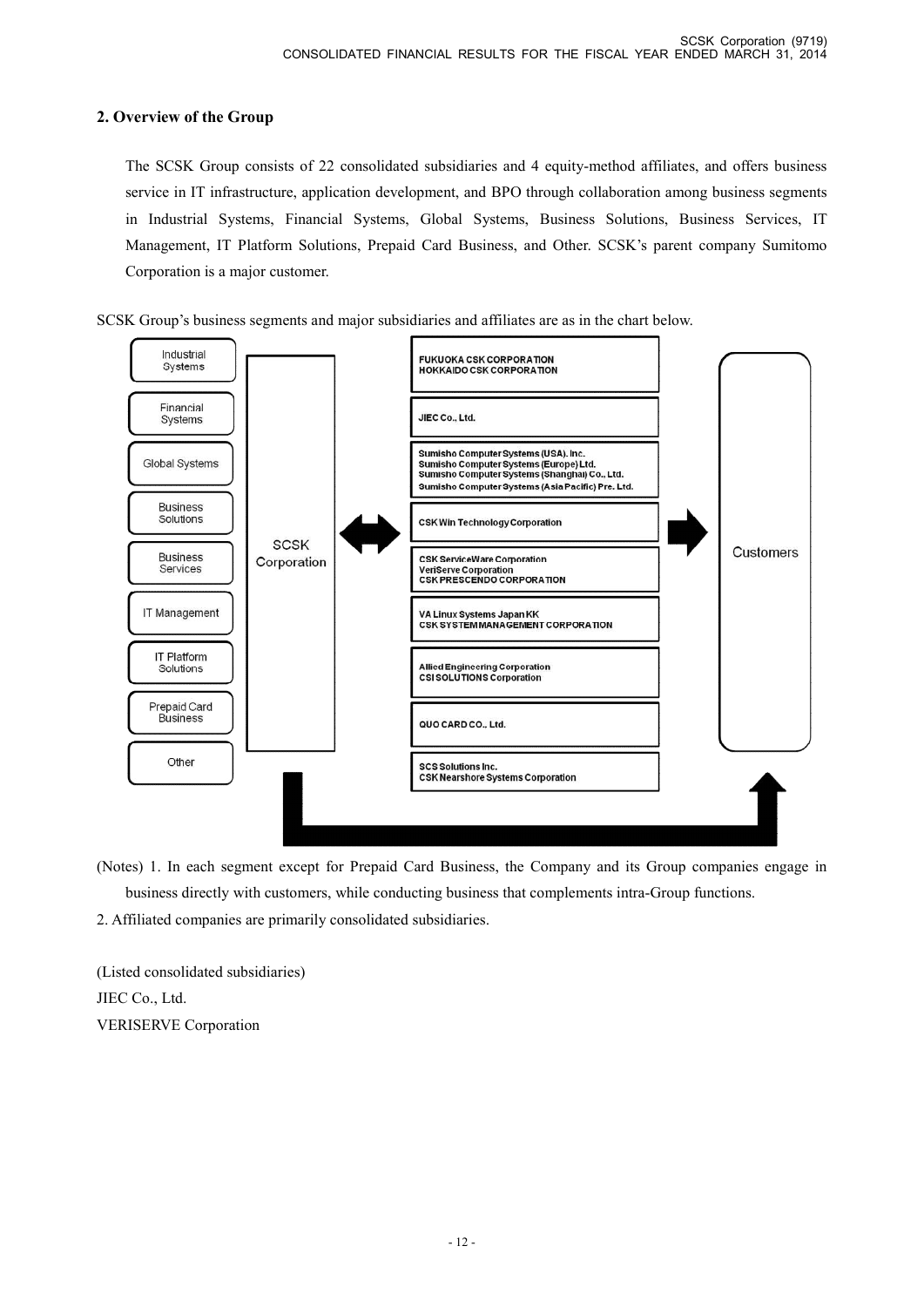## 2. Overview of the Group

The SCSK Group consists of 22 consolidated subsidiaries and 4 equity-method affiliates, and offers business service in IT infrastructure, application development, and BPO through collaboration among business segments in Industrial Systems, Financial Systems, Global Systems, Business Solutions, Business Services, IT Management, IT Platform Solutions, Prepaid Card Business, and Other. SCSK's parent company Sumitomo Corporation is a major customer.

SCSK Group's business segments and major subsidiaries and affiliates are as in the chart below.

| Segment | | Major subsidiaries and affiliates | |
|---|---|---|---|
| Industrial Systems | SCSK Corporation | FUKUOKA CSK CORPORATION<br>HOKKAIDO CSK CORPORATION | Customers |
| Financial Systems | | JIEC Co., Ltd. | |
| Global Systems | | Sumisho Computer Systems (USA). Inc.<br>Sumisho Computer Systems (Europe) Ltd.<br>Sumisho Computer Systems (Shanghai) Co., Ltd.<br>Sumisho Computer Systems (Asia Pacific) Pte. Ltd. | |
| Business Solutions | | CSK Win Technology Corporation | |
| Business Services | | CSK ServiceWare Corporation<br>VeriServe Corporation<br>CSK PRESCENDO CORPORATION | |
| IT Management | | VA Linux Systems Japan KK<br>CSK SYSTEM MANAGEMENT CORPORATION | |
| IT Platform Solutions | | Allied Engineering Corporation<br>CSI SOLUTIONS Corporation | |
| Prepaid Card Business | | QUO CARD CO., Ltd. | |
| Other | | SCS Solutions Inc.<br>CSK Nearshore Systems Corporation | |

(Notes) 1. In each segment except for Prepaid Card Business, the Company and its Group companies engage in business directly with customers, while conducting business that complements intra-Group functions.

2. Affiliated companies are primarily consolidated subsidiaries.

(Listed consolidated subsidiaries)
JIEC Co., Ltd.
VERISERVE Corporation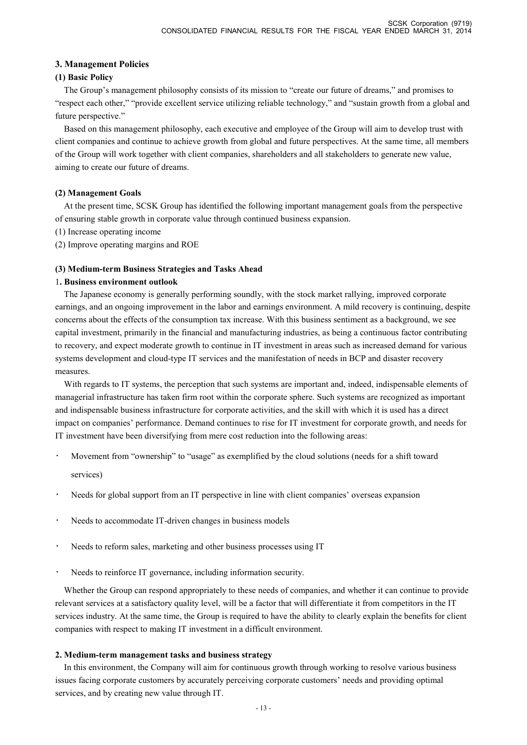## 3. Management Policies

### (1) Basic Policy

The Group's management philosophy consists of its mission to "create our future of dreams," and promises to "respect each other," "provide excellent service utilizing reliable technology," and "sustain growth from a global and future perspective."

Based on this management philosophy, each executive and employee of the Group will aim to develop trust with client companies and continue to achieve growth from global and future perspectives. At the same time, all members of the Group will work together with client companies, shareholders and all stakeholders to generate new value, aiming to create our future of dreams.

### (2) Management Goals

At the present time, SCSK Group has identified the following important management goals from the perspective of ensuring stable growth in corporate value through continued business expansion.

(1) Increase operating income

(2) Improve operating margins and ROE

### (3) Medium-term Business Strategies and Tasks Ahead

#### 1. Business environment outlook

The Japanese economy is generally performing soundly, with the stock market rallying, improved corporate earnings, and an ongoing improvement in the labor and earnings environment. A mild recovery is continuing, despite concerns about the effects of the consumption tax increase. With this business sentiment as a background, we see capital investment, primarily in the financial and manufacturing industries, as being a continuous factor contributing to recovery, and expect moderate growth to continue in IT investment in areas such as increased demand for various systems development and cloud-type IT services and the manifestation of needs in BCP and disaster recovery measures.

With regards to IT systems, the perception that such systems are important and, indeed, indispensable elements of managerial infrastructure has taken firm root within the corporate sphere. Such systems are recognized as important and indispensable business infrastructure for corporate activities, and the skill with which it is used has a direct impact on companies' performance. Demand continues to rise for IT investment for corporate growth, and needs for IT investment have been diversifying from mere cost reduction into the following areas:

- Movement from "ownership" to "usage" as exemplified by the cloud solutions (needs for a shift toward services)
- Needs for global support from an IT perspective in line with client companies' overseas expansion
- Needs to accommodate IT-driven changes in business models
- Needs to reform sales, marketing and other business processes using IT
- Needs to reinforce IT governance, including information security.

Whether the Group can respond appropriately to these needs of companies, and whether it can continue to provide relevant services at a satisfactory quality level, will be a factor that will differentiate it from competitors in the IT services industry. At the same time, the Group is required to have the ability to clearly explain the benefits for client companies with respect to making IT investment in a difficult environment.

#### 2. Medium-term management tasks and business strategy

In this environment, the Company will aim for continuous growth through working to resolve various business issues facing corporate customers by accurately perceiving corporate customers' needs and providing optimal services, and by creating new value through IT.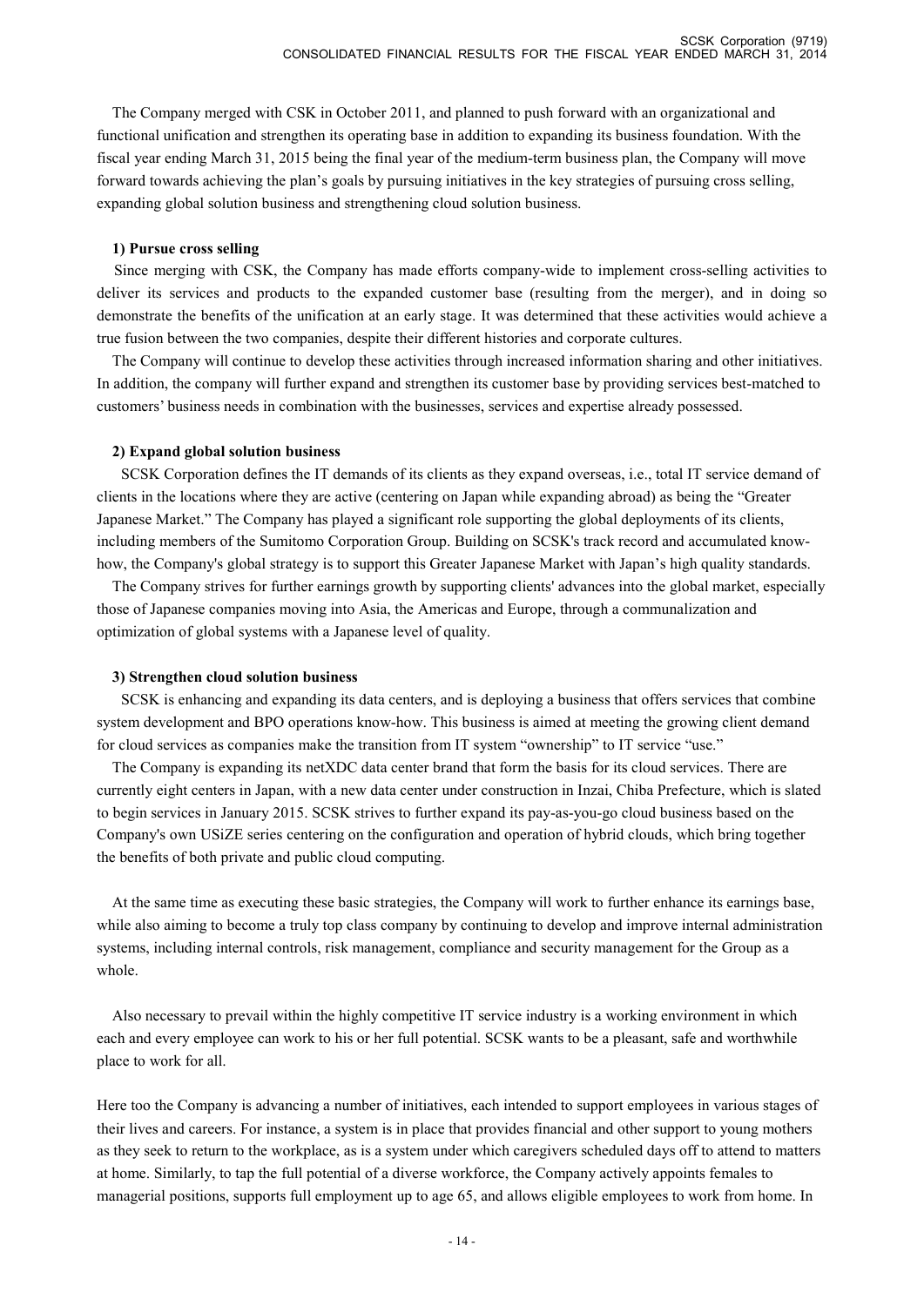The Company merged with CSK in October 2011, and planned to push forward with an organizational and functional unification and strengthen its operating base in addition to expanding its business foundation. With the fiscal year ending March 31, 2015 being the final year of the medium-term business plan, the Company will move forward towards achieving the plan's goals by pursuing initiatives in the key strategies of pursuing cross selling, expanding global solution business and strengthening cloud solution business.

**1) Pursue cross selling**

Since merging with CSK, the Company has made efforts company-wide to implement cross-selling activities to deliver its services and products to the expanded customer base (resulting from the merger), and in doing so demonstrate the benefits of the unification at an early stage. It was determined that these activities would achieve a true fusion between the two companies, despite their different histories and corporate cultures.

The Company will continue to develop these activities through increased information sharing and other initiatives. In addition, the company will further expand and strengthen its customer base by providing services best-matched to customers' business needs in combination with the businesses, services and expertise already possessed.

**2) Expand global solution business**

SCSK Corporation defines the IT demands of its clients as they expand overseas, i.e., total IT service demand of clients in the locations where they are active (centering on Japan while expanding abroad) as being the "Greater Japanese Market." The Company has played a significant role supporting the global deployments of its clients, including members of the Sumitomo Corporation Group. Building on SCSK's track record and accumulated know-how, the Company's global strategy is to support this Greater Japanese Market with Japan's high quality standards.

The Company strives for further earnings growth by supporting clients' advances into the global market, especially those of Japanese companies moving into Asia, the Americas and Europe, through a communalization and optimization of global systems with a Japanese level of quality.

**3) Strengthen cloud solution business**

SCSK is enhancing and expanding its data centers, and is deploying a business that offers services that combine system development and BPO operations know-how. This business is aimed at meeting the growing client demand for cloud services as companies make the transition from IT system "ownership" to IT service "use."

The Company is expanding its netXDC data center brand that form the basis for its cloud services. There are currently eight centers in Japan, with a new data center under construction in Inzai, Chiba Prefecture, which is slated to begin services in January 2015. SCSK strives to further expand its pay-as-you-go cloud business based on the Company's own USiZE series centering on the configuration and operation of hybrid clouds, which bring together the benefits of both private and public cloud computing.

At the same time as executing these basic strategies, the Company will work to further enhance its earnings base, while also aiming to become a truly top class company by continuing to develop and improve internal administration systems, including internal controls, risk management, compliance and security management for the Group as a whole.

Also necessary to prevail within the highly competitive IT service industry is a working environment in which each and every employee can work to his or her full potential. SCSK wants to be a pleasant, safe and worthwhile place to work for all.

Here too the Company is advancing a number of initiatives, each intended to support employees in various stages of their lives and careers. For instance, a system is in place that provides financial and other support to young mothers as they seek to return to the workplace, as is a system under which caregivers scheduled days off to attend to matters at home. Similarly, to tap the full potential of a diverse workforce, the Company actively appoints females to managerial positions, supports full employment up to age 65, and allows eligible employees to work from home. In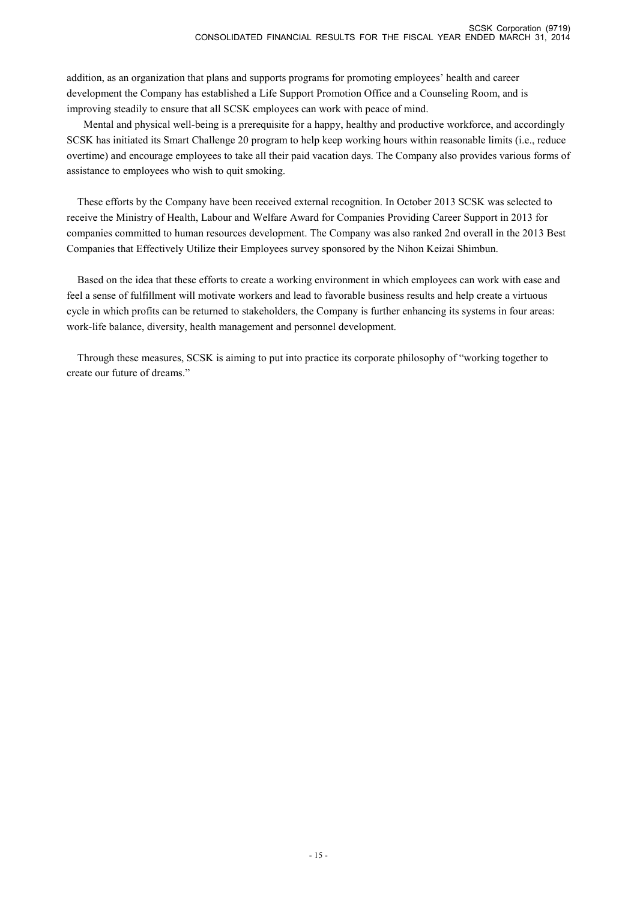addition, as an organization that plans and supports programs for promoting employees' health and career development the Company has established a Life Support Promotion Office and a Counseling Room, and is improving steadily to ensure that all SCSK employees can work with peace of mind.

Mental and physical well-being is a prerequisite for a happy, healthy and productive workforce, and accordingly SCSK has initiated its Smart Challenge 20 program to help keep working hours within reasonable limits (i.e., reduce overtime) and encourage employees to take all their paid vacation days. The Company also provides various forms of assistance to employees who wish to quit smoking.

These efforts by the Company have been received external recognition. In October 2013 SCSK was selected to receive the Ministry of Health, Labour and Welfare Award for Companies Providing Career Support in 2013 for companies committed to human resources development. The Company was also ranked 2nd overall in the 2013 Best Companies that Effectively Utilize their Employees survey sponsored by the Nihon Keizai Shimbun.

Based on the idea that these efforts to create a working environment in which employees can work with ease and feel a sense of fulfillment will motivate workers and lead to favorable business results and help create a virtuous cycle in which profits can be returned to stakeholders, the Company is further enhancing its systems in four areas: work-life balance, diversity, health management and personnel development.

Through these measures, SCSK is aiming to put into practice its corporate philosophy of "working together to create our future of dreams."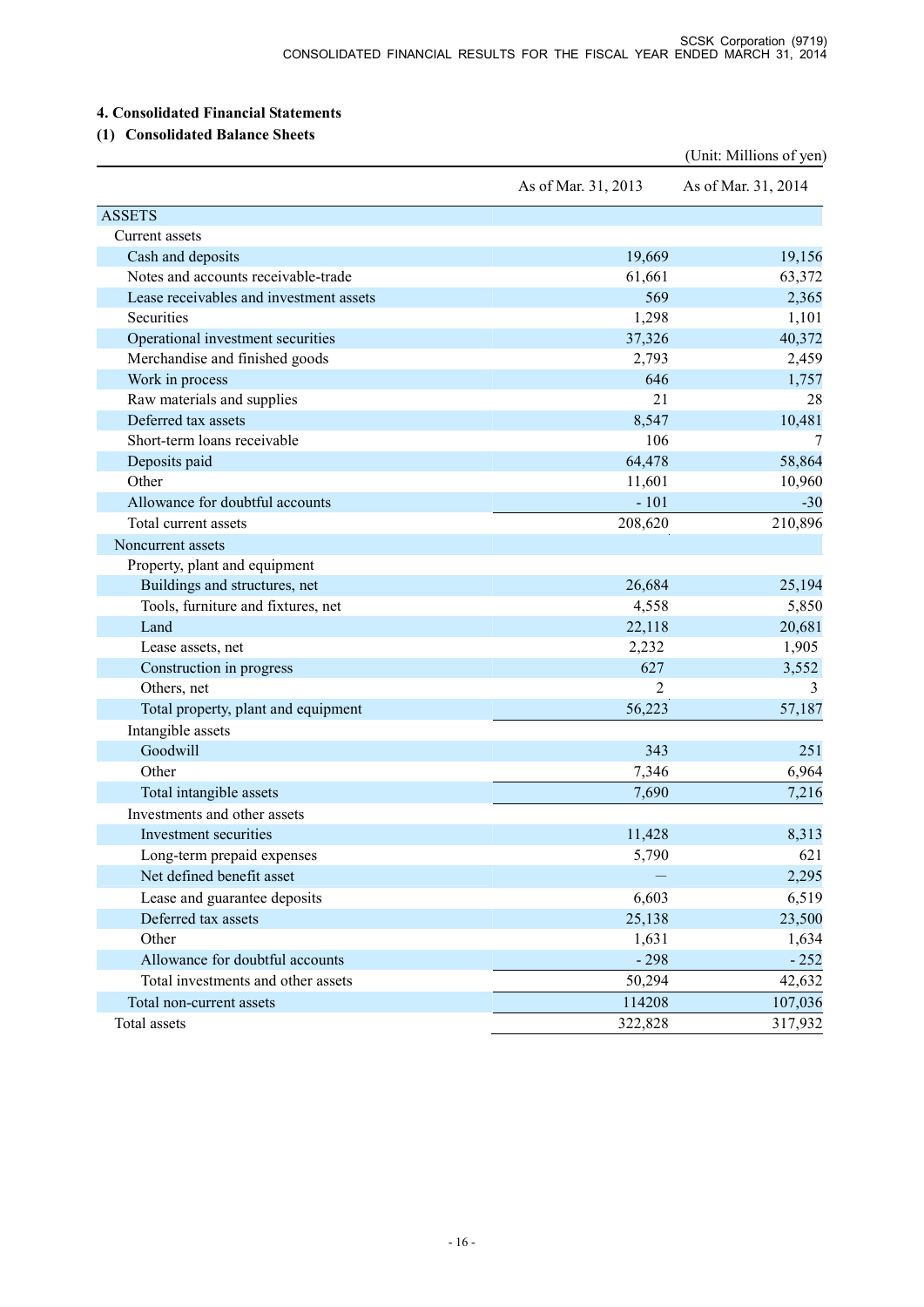## 4. Consolidated Financial Statements

### (1) Consolidated Balance Sheets

(Unit: Millions of yen)

| | As of Mar. 31, 2013 | As of Mar. 31, 2014 |
|---|---|---|
| ASSETS | | |
| Current assets | | |
| Cash and deposits | 19,669 | 19,156 |
| Notes and accounts receivable-trade | 61,661 | 63,372 |
| Lease receivables and investment assets | 569 | 2,365 |
| Securities | 1,298 | 1,101 |
| Operational investment securities | 37,326 | 40,372 |
| Merchandise and finished goods | 2,793 | 2,459 |
| Work in process | 646 | 1,757 |
| Raw materials and supplies | 21 | 28 |
| Deferred tax assets | 8,547 | 10,481 |
| Short-term loans receivable | 106 | 7 |
| Deposits paid | 64,478 | 58,864 |
| Other | 11,601 | 10,960 |
| Allowance for doubtful accounts | - 101 | -30 |
| Total current assets | 208,620 | 210,896 |
| Noncurrent assets | | |
| Property, plant and equipment | | |
| Buildings and structures, net | 26,684 | 25,194 |
| Tools, furniture and fixtures, net | 4,558 | 5,850 |
| Land | 22,118 | 20,681 |
| Lease assets, net | 2,232 | 1,905 |
| Construction in progress | 627 | 3,552 |
| Others, net | 2 | 3 |
| Total property, plant and equipment | 56,223 | 57,187 |
| Intangible assets | | |
| Goodwill | 343 | 251 |
| Other | 7,346 | 6,964 |
| Total intangible assets | 7,690 | 7,216 |
| Investments and other assets | | |
| Investment securities | 11,428 | 8,313 |
| Long-term prepaid expenses | 5,790 | 621 |
| Net defined benefit asset | — | 2,295 |
| Lease and guarantee deposits | 6,603 | 6,519 |
| Deferred tax assets | 25,138 | 23,500 |
| Other | 1,631 | 1,634 |
| Allowance for doubtful accounts | - 298 | - 252 |
| Total investments and other assets | 50,294 | 42,632 |
| Total non-current assets | 114208 | 107,036 |
| Total assets | 322,828 | 317,932 |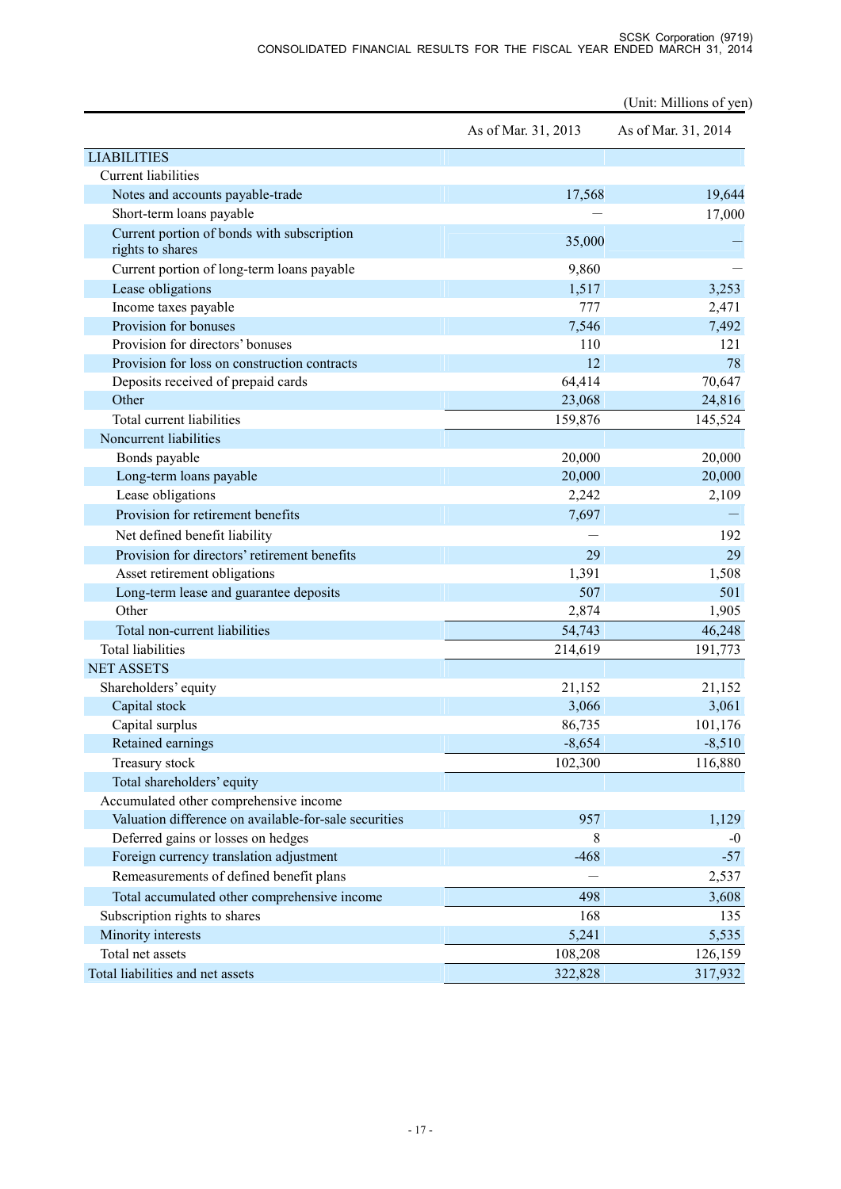(Unit: Millions of yen)

| | As of Mar. 31, 2013 | As of Mar. 31, 2014 |
|---|---|---|
| LIABILITIES | | |
| Current liabilities | | |
| Notes and accounts payable-trade | 17,568 | 19,644 |
| Short-term loans payable | — | 17,000 |
| Current portion of bonds with subscription rights to shares | 35,000 | — |
| Current portion of long-term loans payable | 9,860 | — |
| Lease obligations | 1,517 | 3,253 |
| Income taxes payable | 777 | 2,471 |
| Provision for bonuses | 7,546 | 7,492 |
| Provision for directors' bonuses | 110 | 121 |
| Provision for loss on construction contracts | 12 | 78 |
| Deposits received of prepaid cards | 64,414 | 70,647 |
| Other | 23,068 | 24,816 |
| Total current liabilities | 159,876 | 145,524 |
| Noncurrent liabilities | | |
| Bonds payable | 20,000 | 20,000 |
| Long-term loans payable | 20,000 | 20,000 |
| Lease obligations | 2,242 | 2,109 |
| Provision for retirement benefits | 7,697 | — |
| Net defined benefit liability | — | 192 |
| Provision for directors' retirement benefits | 29 | 29 |
| Asset retirement obligations | 1,391 | 1,508 |
| Long-term lease and guarantee deposits | 507 | 501 |
| Other | 2,874 | 1,905 |
| Total non-current liabilities | 54,743 | 46,248 |
| Total liabilities | 214,619 | 191,773 |
| NET ASSETS | | |
| Shareholders' equity | 21,152 | 21,152 |
| Capital stock | 3,066 | 3,061 |
| Capital surplus | 86,735 | 101,176 |
| Retained earnings | -8,654 | -8,510 |
| Treasury stock | 102,300 | 116,880 |
| Total shareholders' equity | | |
| Accumulated other comprehensive income | | |
| Valuation difference on available-for-sale securities | 957 | 1,129 |
| Deferred gains or losses on hedges | 8 | -0 |
| Foreign currency translation adjustment | -468 | -57 |
| Remeasurements of defined benefit plans | — | 2,537 |
| Total accumulated other comprehensive income | 498 | 3,608 |
| Subscription rights to shares | 168 | 135 |
| Minority interests | 5,241 | 5,535 |
| Total net assets | 108,208 | 126,159 |
| Total liabilities and net assets | 322,828 | 317,932 |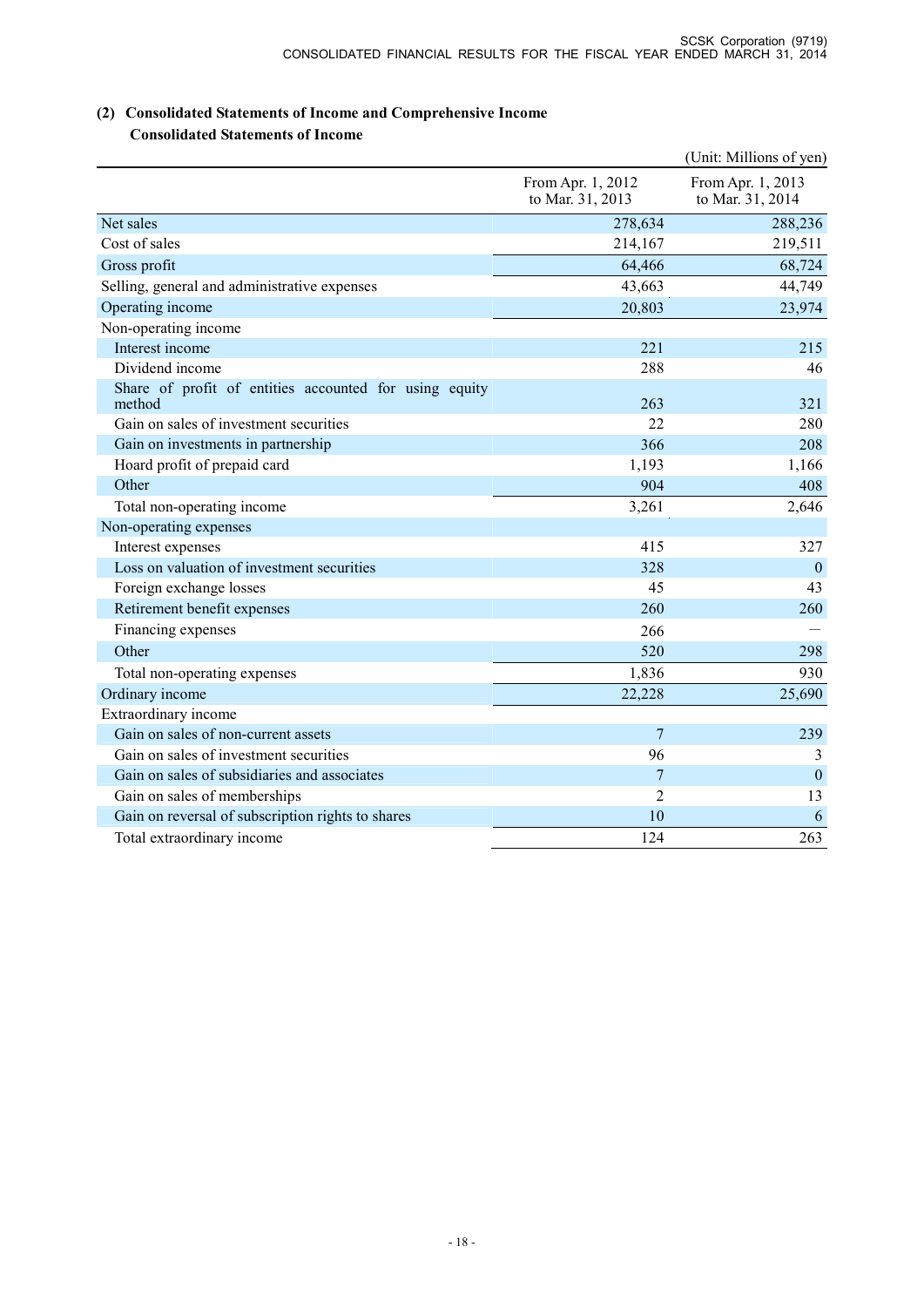## (2) Consolidated Statements of Income and Comprehensive Income

### Consolidated Statements of Income

(Unit: Millions of yen)

| | From Apr. 1, 2012 to Mar. 31, 2013 | From Apr. 1, 2013 to Mar. 31, 2014 |
|---|---|---|
| Net sales | 278,634 | 288,236 |
| Cost of sales | 214,167 | 219,511 |
| Gross profit | 64,466 | 68,724 |
| Selling, general and administrative expenses | 43,663 | 44,749 |
| Operating income | 20,803 | 23,974 |
| Non-operating income | | |
| Interest income | 221 | 215 |
| Dividend income | 288 | 46 |
| Share of profit of entities accounted for using equity method | 263 | 321 |
| Gain on sales of investment securities | 22 | 280 |
| Gain on investments in partnership | 366 | 208 |
| Hoard profit of prepaid card | 1,193 | 1,166 |
| Other | 904 | 408 |
| Total non-operating income | 3,261 | 2,646 |
| Non-operating expenses | | |
| Interest expenses | 415 | 327 |
| Loss on valuation of investment securities | 328 | 0 |
| Foreign exchange losses | 45 | 43 |
| Retirement benefit expenses | 260 | 260 |
| Financing expenses | 266 | — |
| Other | 520 | 298 |
| Total non-operating expenses | 1,836 | 930 |
| Ordinary income | 22,228 | 25,690 |
| Extraordinary income | | |
| Gain on sales of non-current assets | 7 | 239 |
| Gain on sales of investment securities | 96 | 3 |
| Gain on sales of subsidiaries and associates | 7 | 0 |
| Gain on sales of memberships | 2 | 13 |
| Gain on reversal of subscription rights to shares | 10 | 6 |
| Total extraordinary income | 124 | 263 |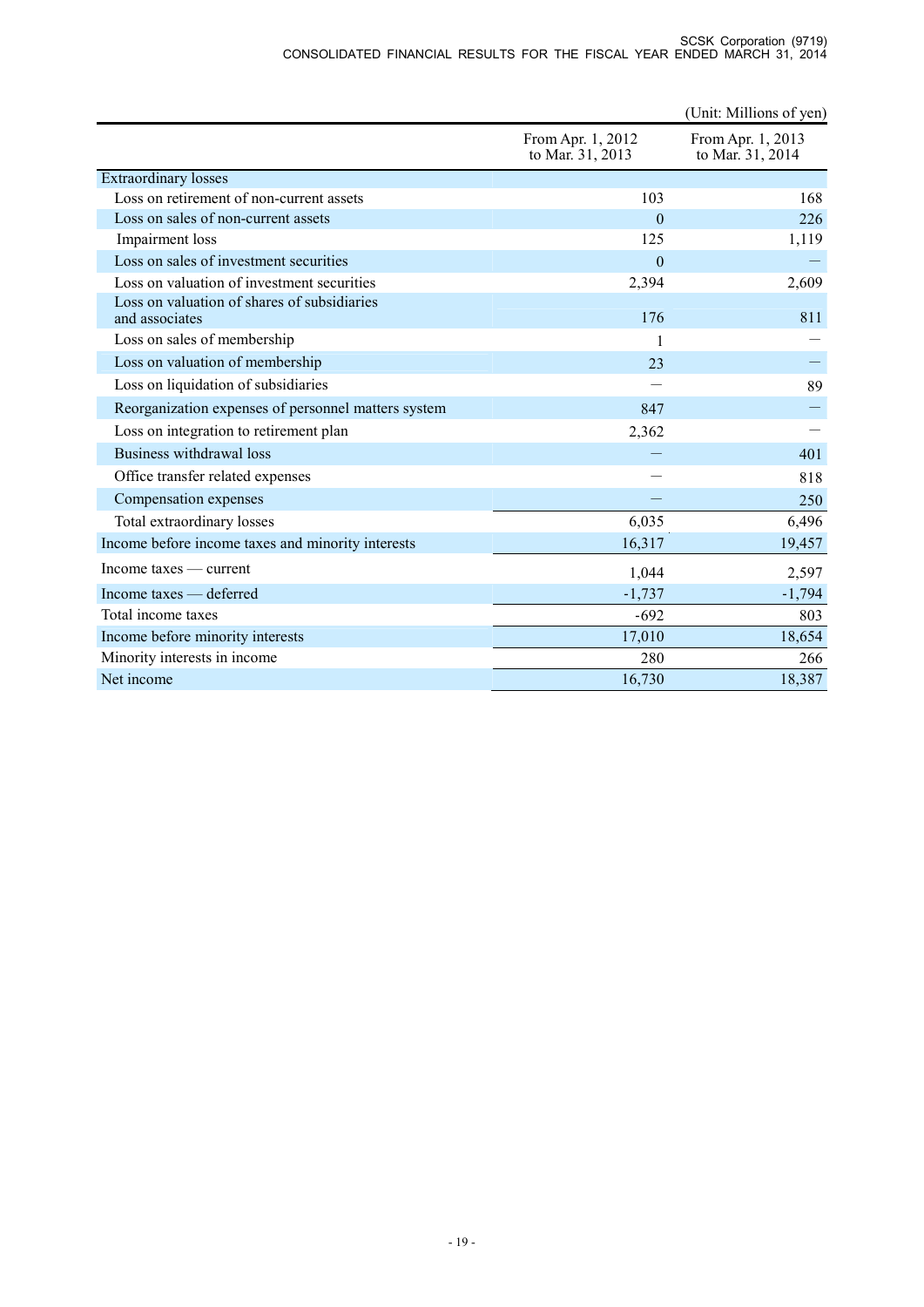(Unit: Millions of yen)

| | From Apr. 1, 2012 to Mar. 31, 2013 | From Apr. 1, 2013 to Mar. 31, 2014 |
|---|---:|---:|
| Extraordinary losses | | |
| Loss on retirement of non-current assets | 103 | 168 |
| Loss on sales of non-current assets | 0 | 226 |
| Impairment loss | 125 | 1,119 |
| Loss on sales of investment securities | 0 | — |
| Loss on valuation of investment securities | 2,394 | 2,609 |
| Loss on valuation of shares of subsidiaries and associates | 176 | 811 |
| Loss on sales of membership | 1 | — |
| Loss on valuation of membership | 23 | — |
| Loss on liquidation of subsidiaries | — | 89 |
| Reorganization expenses of personnel matters system | 847 | — |
| Loss on integration to retirement plan | 2,362 | — |
| Business withdrawal loss | — | 401 |
| Office transfer related expenses | — | 818 |
| Compensation expenses | — | 250 |
| Total extraordinary losses | 6,035 | 6,496 |
| Income before income taxes and minority interests | 16,317 | 19,457 |
| Income taxes — current | 1,044 | 2,597 |
| Income taxes — deferred | -1,737 | -1,794 |
| Total income taxes | -692 | 803 |
| Income before minority interests | 17,010 | 18,654 |
| Minority interests in income | 280 | 266 |
| Net income | 16,730 | 18,387 |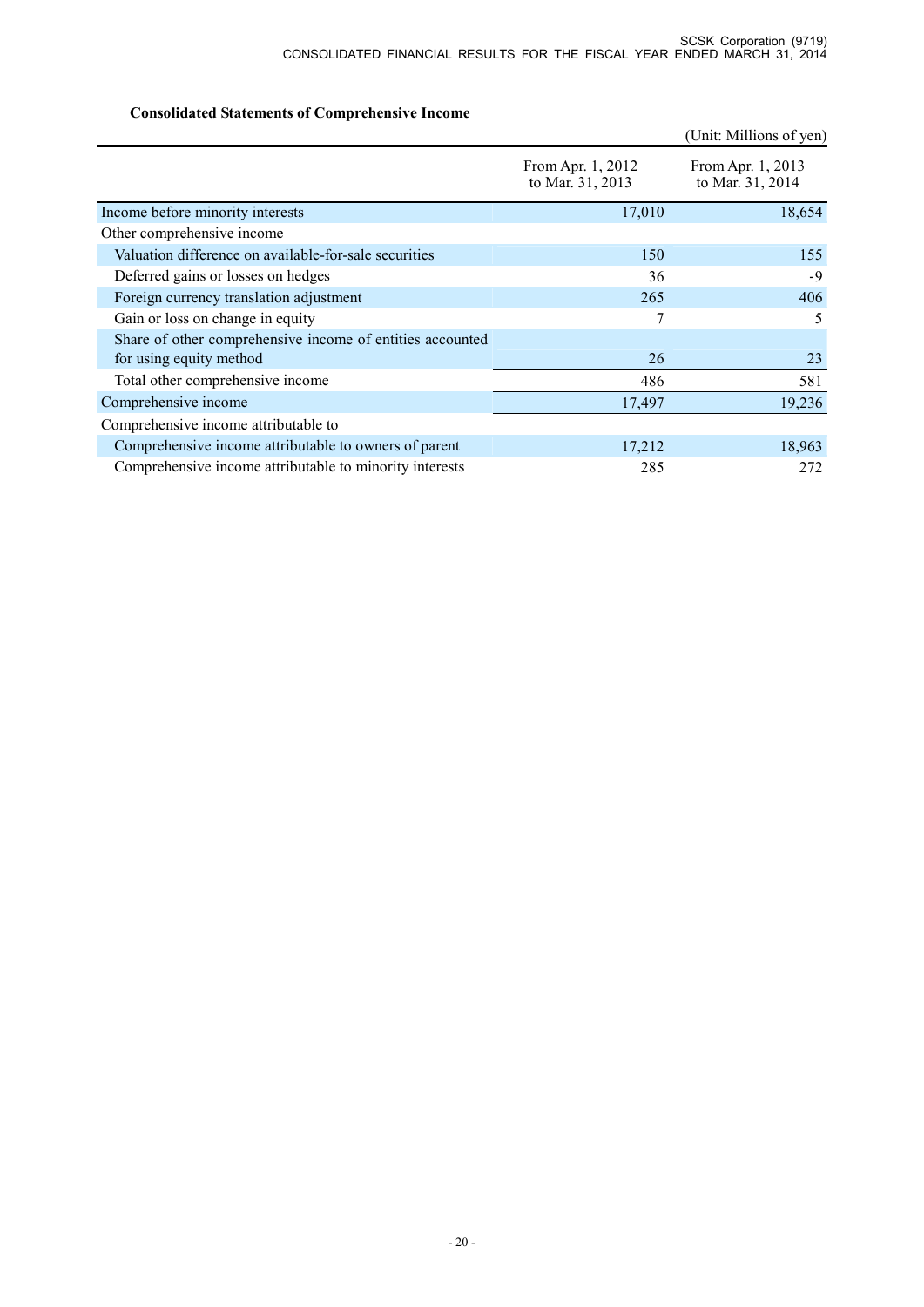### Consolidated Statements of Comprehensive Income

(Unit: Millions of yen)

| | From Apr. 1, 2012 to Mar. 31, 2013 | From Apr. 1, 2013 to Mar. 31, 2014 |
|---|---|---|
| Income before minority interests | 17,010 | 18,654 |
| Other comprehensive income | | |
| Valuation difference on available-for-sale securities | 150 | 155 |
| Deferred gains or losses on hedges | 36 | -9 |
| Foreign currency translation adjustment | 265 | 406 |
| Gain or loss on change in equity | 7 | 5 |
| Share of other comprehensive income of entities accounted for using equity method | 26 | 23 |
| Total other comprehensive income | 486 | 581 |
| Comprehensive income | 17,497 | 19,236 |
| Comprehensive income attributable to | | |
| Comprehensive income attributable to owners of parent | 17,212 | 18,963 |
| Comprehensive income attributable to minority interests | 285 | 272 |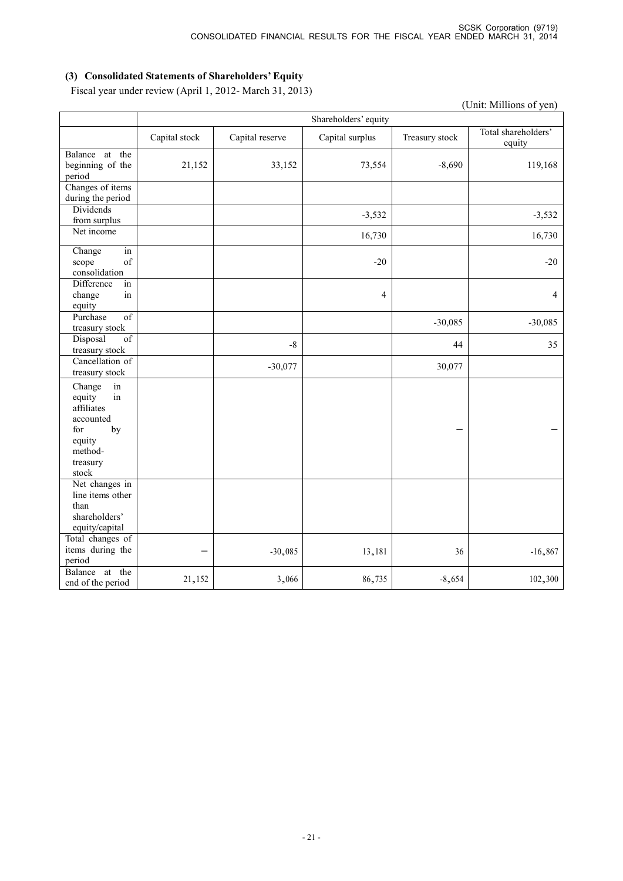## (3) Consolidated Statements of Shareholders' Equity

Fiscal year under review (April 1, 2012- March 31, 2013)

(Unit: Millions of yen)

| | Shareholders' equity | | | | |
|---|---|---|---|---|---|
| | Capital stock | Capital reserve | Capital surplus | Treasury stock | Total shareholders' equity |
| Balance at the beginning of the period | 21,152 | 33,152 | 73,554 | -8,690 | 119,168 |
| Changes of items during the period | | | | | |
| Dividends from surplus | | | -3,532 | | -3,532 |
| Net income | | | 16,730 | | 16,730 |
| Change in scope of consolidation | | | -20 | | -20 |
| Difference in change in equity | | | 4 | | 4 |
| Purchase of treasury stock | | | | -30,085 | -30,085 |
| Disposal of treasury stock | | -8 | | 44 | 35 |
| Cancellation of treasury stock | | -30,077 | | 30,077 | |
| Change in equity in affiliates accounted for by equity method-treasury stock | | | | – | – |
| Net changes in line items other than shareholders' equity/capital | | | | | |
| Total changes of items during the period | – | -30,085 | 13,181 | 36 | -16,867 |
| Balance at the end of the period | 21,152 | 3,066 | 86,735 | -8,654 | 102,300 |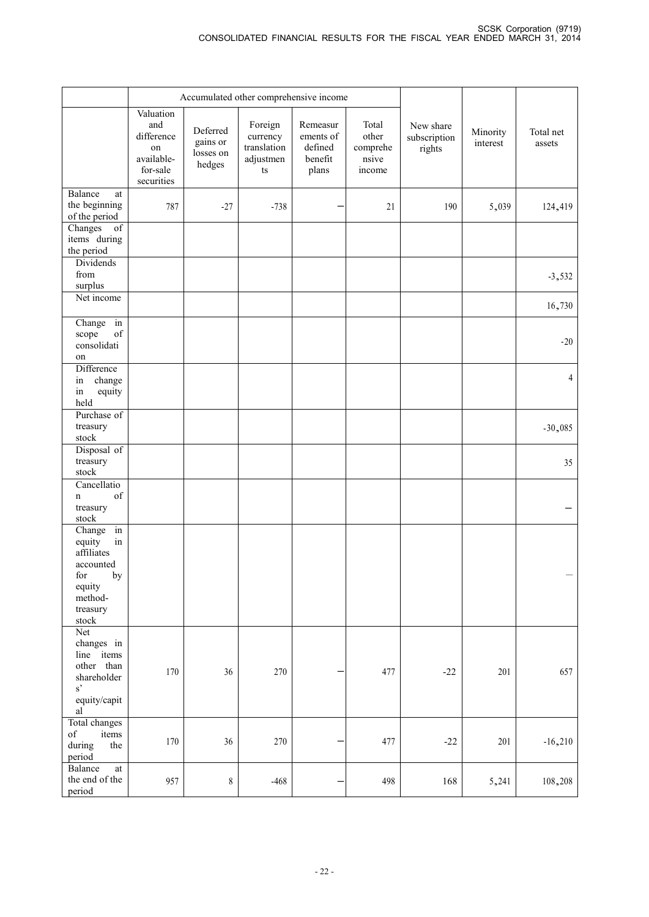| | Accumulated other comprehensive income | | | | | | | |
|---|---|---|---|---|---|---|---|---|
| | Valuation and difference on available-for-sale securities | Deferred gains or losses on hedges | Foreign currency translation adjustments | Remeasurements of defined benefit plans | Total other comprehensive income | New share subscription rights | Minority interest | Total net assets |
| Balance at the beginning of the period | 787 | -27 | -738 | — | 21 | 190 | 5,039 | 124,419 |
| Changes of items during the period | | | | | | | | |
| Dividends from surplus | | | | | | | | -3,532 |
| Net income | | | | | | | | 16,730 |
| Change in scope of consolidation | | | | | | | | -20 |
| Difference in change in equity held | | | | | | | | 4 |
| Purchase of treasury stock | | | | | | | | -30,085 |
| Disposal of treasury stock | | | | | | | | 35 |
| Cancellation of treasury stock | | | | | | | | — |
| Change in equity in affiliates accounted for by equity method-treasury stock | | | | | | | | — |
| Net changes in line items other than shareholders' equity/capital | 170 | 36 | 270 | — | 477 | -22 | 201 | 657 |
| Total changes of items during the period | 170 | 36 | 270 | — | 477 | -22 | 201 | -16,210 |
| Balance at the end of the period | 957 | 8 | -468 | — | 498 | 168 | 5,241 | 108,208 |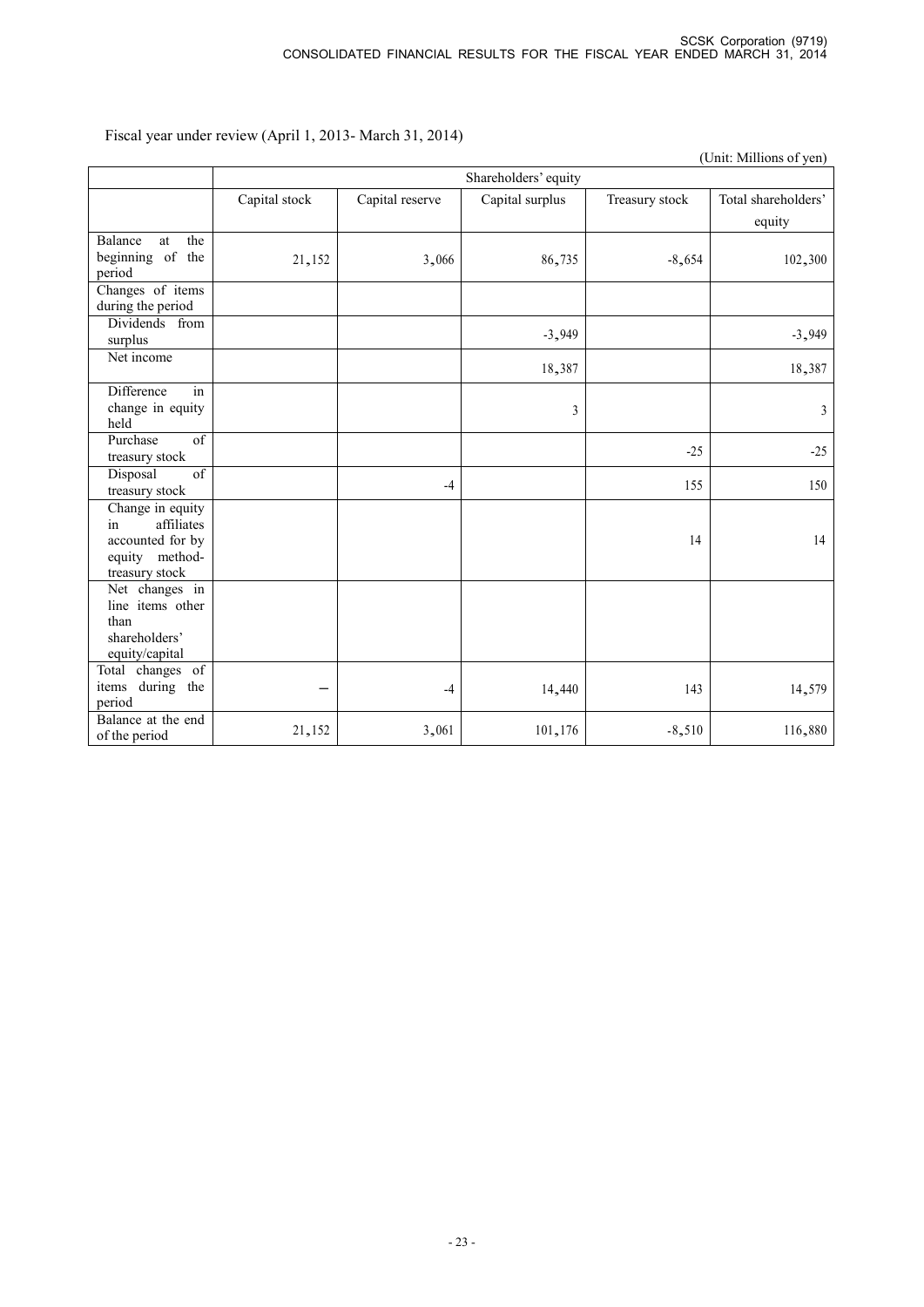Fiscal year under review (April 1, 2013- March 31, 2014)

(Unit: Millions of yen)

| | Shareholders' equity | | | | |
|---|---|---|---|---|---|
| | Capital stock | Capital reserve | Capital surplus | Treasury stock | Total shareholders' equity |
| Balance at the beginning of the period | 21,152 | 3,066 | 86,735 | -8,654 | 102,300 |
| Changes of items during the period | | | | | |
| Dividends from surplus | | | -3,949 | | -3,949 |
| Net income | | | 18,387 | | 18,387 |
| Difference in change in equity held | | | 3 | | 3 |
| Purchase of treasury stock | | | | -25 | -25 |
| Disposal of treasury stock | | -4 | | 155 | 150 |
| Change in equity in affiliates accounted for by equity method-treasury stock | | | | 14 | 14 |
| Net changes in line items other than shareholders' equity/capital | | | | | |
| Total changes of items during the period | – | -4 | 14,440 | 143 | 14,579 |
| Balance at the end of the period | 21,152 | 3,061 | 101,176 | -8,510 | 116,880 |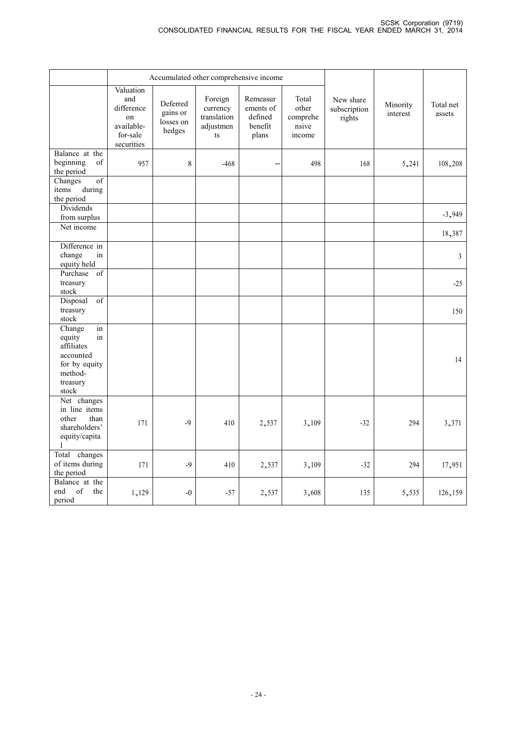| | Accumulated other comprehensive income | | | | | | | |
|---|---|---|---|---|---|---|---|---|
| | Valuation and difference on available-for-sale securities | Deferred gains or losses on hedges | Foreign currency translation adjustments | Remeasurements of defined benefit plans | Total other comprehensive income | New share subscription rights | Minority interest | Total net assets |
| Balance at the beginning of the period | 957 | 8 | -468 | – | 498 | 168 | 5,241 | 108,208 |
| Changes of items during the period | | | | | | | | |
| Dividends from surplus | | | | | | | | -3,949 |
| Net income | | | | | | | | 18,387 |
| Difference in change in equity held | | | | | | | | 3 |
| Purchase of treasury stock | | | | | | | | -25 |
| Disposal of treasury stock | | | | | | | | 150 |
| Change in equity in affiliates accounted for by equity method-treasury stock | | | | | | | | 14 |
| Net changes in line items other than shareholders' equity/capital | 171 | -9 | 410 | 2,537 | 3,109 | -32 | 294 | 3,371 |
| Total changes of items during the period | 171 | -9 | 410 | 2,537 | 3,109 | -32 | 294 | 17,951 |
| Balance at the end of the period | 1,129 | -0 | -57 | 2,537 | 3,608 | 135 | 5,535 | 126,159 |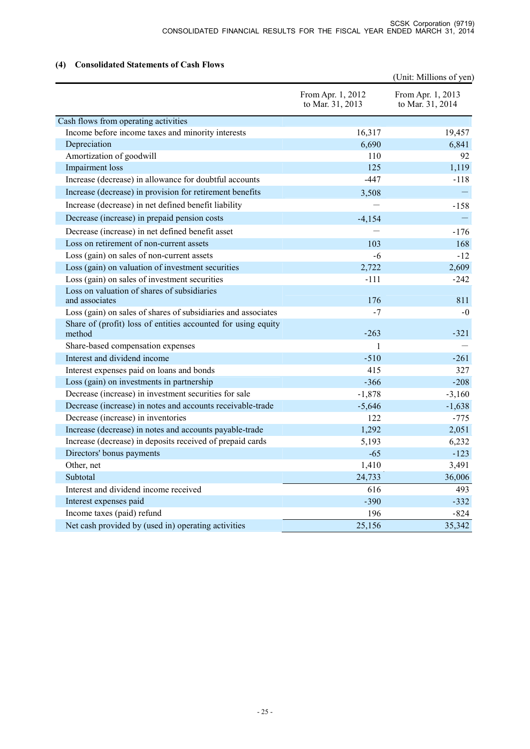### (4) Consolidated Statements of Cash Flows

(Unit: Millions of yen)

| | From Apr. 1, 2012 to Mar. 31, 2013 | From Apr. 1, 2013 to Mar. 31, 2014 |
|---|---|---|
| Cash flows from operating activities | | |
| Income before income taxes and minority interests | 16,317 | 19,457 |
| Depreciation | 6,690 | 6,841 |
| Amortization of goodwill | 110 | 92 |
| Impairment loss | 125 | 1,119 |
| Increase (decrease) in allowance for doubtful accounts | -447 | -118 |
| Increase (decrease) in provision for retirement benefits | 3,508 | — |
| Increase (decrease) in net defined benefit liability | — | -158 |
| Decrease (increase) in prepaid pension costs | -4,154 | — |
| Decrease (increase) in net defined benefit asset | — | -176 |
| Loss on retirement of non-current assets | 103 | 168 |
| Loss (gain) on sales of non-current assets | -6 | -12 |
| Loss (gain) on valuation of investment securities | 2,722 | 2,609 |
| Loss (gain) on sales of investment securities | -111 | -242 |
| Loss on valuation of shares of subsidiaries and associates | 176 | 811 |
| Loss (gain) on sales of shares of subsidiaries and associates | -7 | -0 |
| Share of (profit) loss of entities accounted for using equity method | -263 | -321 |
| Share-based compensation expenses | 1 | — |
| Interest and dividend income | -510 | -261 |
| Interest expenses paid on loans and bonds | 415 | 327 |
| Loss (gain) on investments in partnership | -366 | -208 |
| Decrease (increase) in investment securities for sale | -1,878 | -3,160 |
| Decrease (increase) in notes and accounts receivable-trade | -5,646 | -1,638 |
| Decrease (increase) in inventories | 122 | -775 |
| Increase (decrease) in notes and accounts payable-trade | 1,292 | 2,051 |
| Increase (decrease) in deposits received of prepaid cards | 5,193 | 6,232 |
| Directors' bonus payments | -65 | -123 |
| Other, net | 1,410 | 3,491 |
| Subtotal | 24,733 | 36,006 |
| Interest and dividend income received | 616 | 493 |
| Interest expenses paid | -390 | -332 |
| Income taxes (paid) refund | 196 | -824 |
| Net cash provided by (used in) operating activities | 25,156 | 35,342 |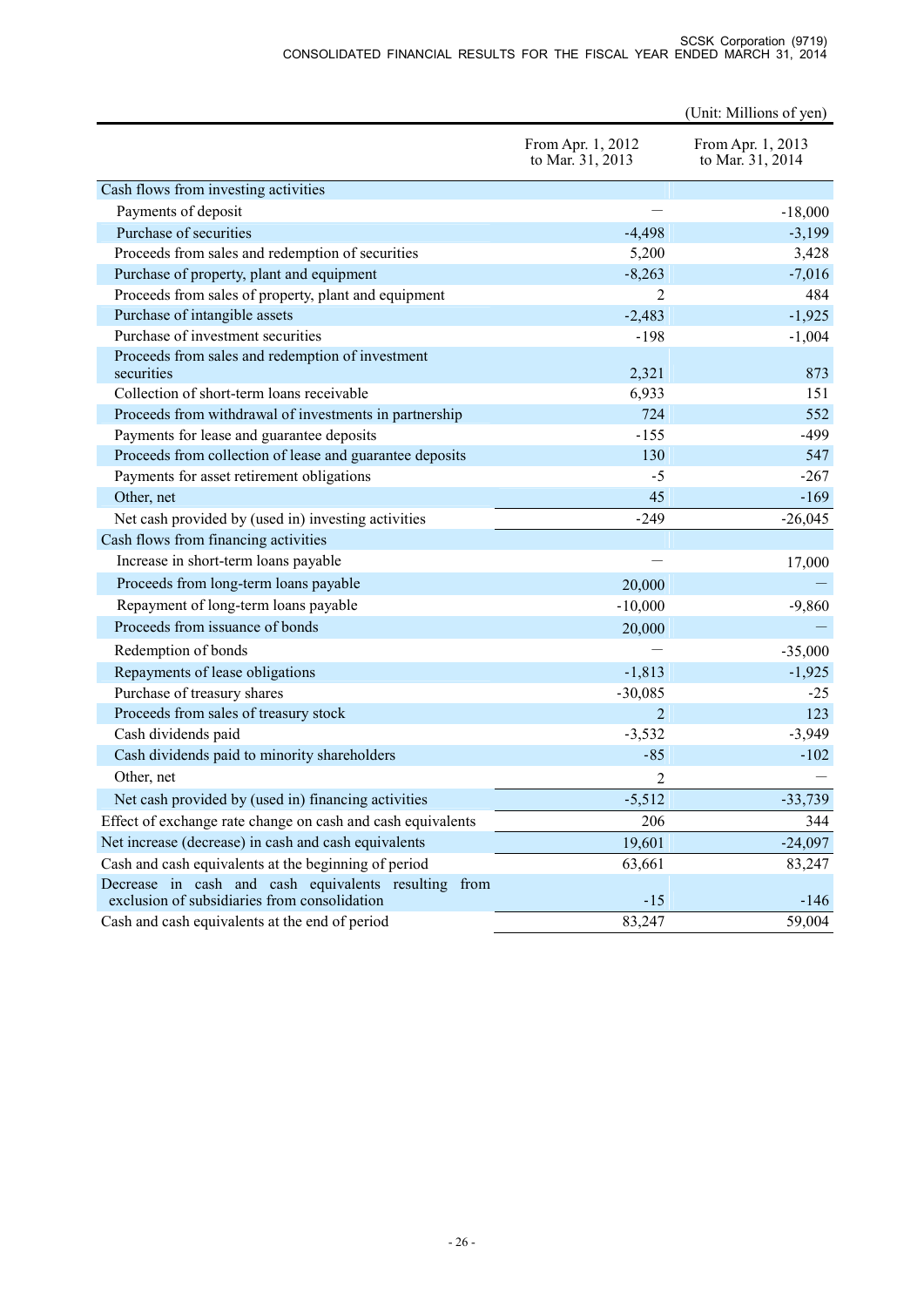(Unit: Millions of yen)

| | From Apr. 1, 2012 to Mar. 31, 2013 | From Apr. 1, 2013 to Mar. 31, 2014 |
|---|---|---|
| Cash flows from investing activities | | |
| Payments of deposit | — | -18,000 |
| Purchase of securities | -4,498 | -3,199 |
| Proceeds from sales and redemption of securities | 5,200 | 3,428 |
| Purchase of property, plant and equipment | -8,263 | -7,016 |
| Proceeds from sales of property, plant and equipment | 2 | 484 |
| Purchase of intangible assets | -2,483 | -1,925 |
| Purchase of investment securities | -198 | -1,004 |
| Proceeds from sales and redemption of investment securities | 2,321 | 873 |
| Collection of short-term loans receivable | 6,933 | 151 |
| Proceeds from withdrawal of investments in partnership | 724 | 552 |
| Payments for lease and guarantee deposits | -155 | -499 |
| Proceeds from collection of lease and guarantee deposits | 130 | 547 |
| Payments for asset retirement obligations | -5 | -267 |
| Other, net | 45 | -169 |
| Net cash provided by (used in) investing activities | -249 | -26,045 |
| Cash flows from financing activities | | |
| Increase in short-term loans payable | — | 17,000 |
| Proceeds from long-term loans payable | 20,000 | — |
| Repayment of long-term loans payable | -10,000 | -9,860 |
| Proceeds from issuance of bonds | 20,000 | — |
| Redemption of bonds | — | -35,000 |
| Repayments of lease obligations | -1,813 | -1,925 |
| Purchase of treasury shares | -30,085 | -25 |
| Proceeds from sales of treasury stock | 2 | 123 |
| Cash dividends paid | -3,532 | -3,949 |
| Cash dividends paid to minority shareholders | -85 | -102 |
| Other, net | 2 | — |
| Net cash provided by (used in) financing activities | -5,512 | -33,739 |
| Effect of exchange rate change on cash and cash equivalents | 206 | 344 |
| Net increase (decrease) in cash and cash equivalents | 19,601 | -24,097 |
| Cash and cash equivalents at the beginning of period | 63,661 | 83,247 |
| Decrease in cash and cash equivalents resulting from exclusion of subsidiaries from consolidation | -15 | -146 |
| Cash and cash equivalents at the end of period | 83,247 | 59,004 |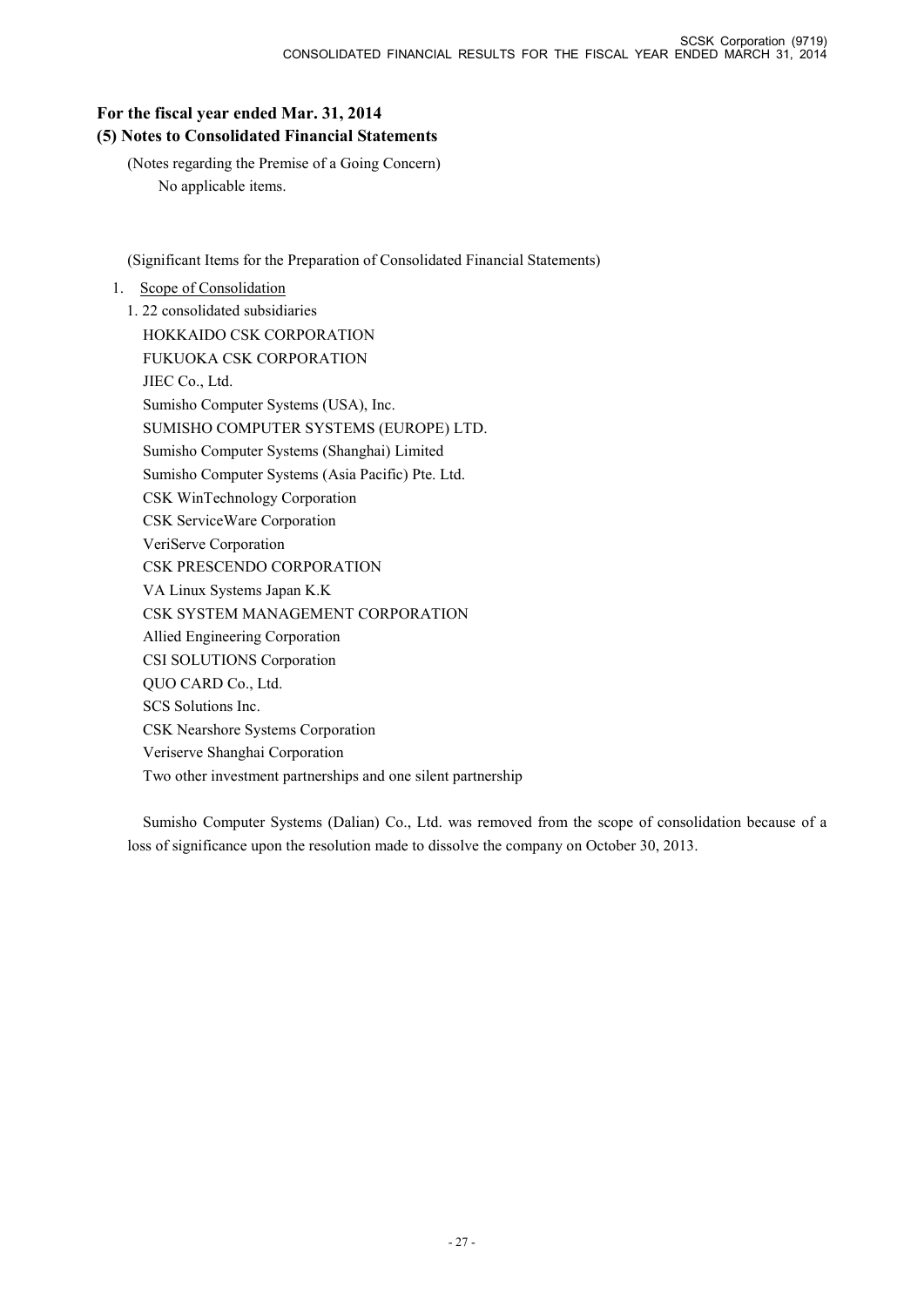## For the fiscal year ended Mar. 31, 2014

## (5) Notes to Consolidated Financial Statements

(Notes regarding the Premise of a Going Concern)

No applicable items.

(Significant Items for the Preparation of Consolidated Financial Statements)

1. Scope of Consolidation

1. 22 consolidated subsidiaries

HOKKAIDO CSK CORPORATION
FUKUOKA CSK CORPORATION
JIEC Co., Ltd.
Sumisho Computer Systems (USA), Inc.
SUMISHO COMPUTER SYSTEMS (EUROPE) LTD.
Sumisho Computer Systems (Shanghai) Limited
Sumisho Computer Systems (Asia Pacific) Pte. Ltd.
CSK WinTechnology Corporation
CSK ServiceWare Corporation
VeriServe Corporation
CSK PRESCENDO CORPORATION
VA Linux Systems Japan K.K
CSK SYSTEM MANAGEMENT CORPORATION
Allied Engineering Corporation
CSI SOLUTIONS Corporation
QUO CARD Co., Ltd.
SCS Solutions Inc.
CSK Nearshore Systems Corporation
Veriserve Shanghai Corporation
Two other investment partnerships and one silent partnership

Sumisho Computer Systems (Dalian) Co., Ltd. was removed from the scope of consolidation because of a loss of significance upon the resolution made to dissolve the company on October 30, 2013.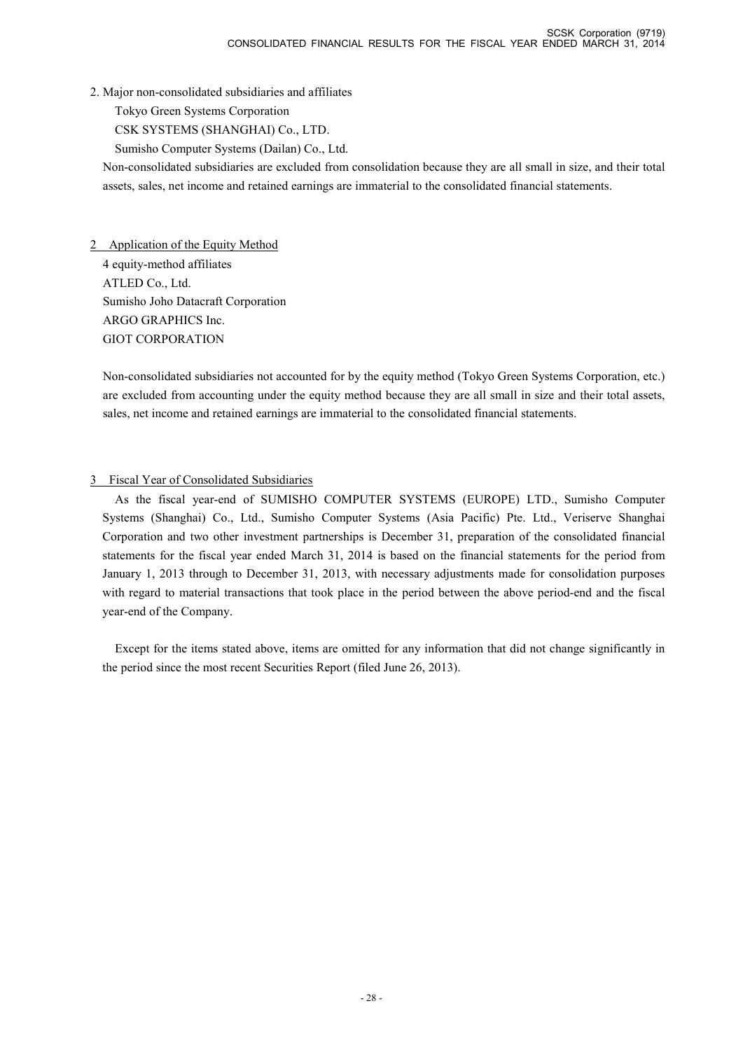2. Major non-consolidated subsidiaries and affiliates

Tokyo Green Systems Corporation

CSK SYSTEMS (SHANGHAI) Co., LTD.

Sumisho Computer Systems (Dailan) Co., Ltd.

Non-consolidated subsidiaries are excluded from consolidation because they are all small in size, and their total assets, sales, net income and retained earnings are immaterial to the consolidated financial statements.

## 2 Application of the Equity Method

4 equity-method affiliates

ATLED Co., Ltd.

Sumisho Joho Datacraft Corporation

ARGO GRAPHICS Inc.

GIOT CORPORATION

Non-consolidated subsidiaries not accounted for by the equity method (Tokyo Green Systems Corporation, etc.) are excluded from accounting under the equity method because they are all small in size and their total assets, sales, net income and retained earnings are immaterial to the consolidated financial statements.

## 3 Fiscal Year of Consolidated Subsidiaries

As the fiscal year-end of SUMISHO COMPUTER SYSTEMS (EUROPE) LTD., Sumisho Computer Systems (Shanghai) Co., Ltd., Sumisho Computer Systems (Asia Pacific) Pte. Ltd., Veriserve Shanghai Corporation and two other investment partnerships is December 31, preparation of the consolidated financial statements for the fiscal year ended March 31, 2014 is based on the financial statements for the period from January 1, 2013 through to December 31, 2013, with necessary adjustments made for consolidation purposes with regard to material transactions that took place in the period between the above period-end and the fiscal year-end of the Company.

Except for the items stated above, items are omitted for any information that did not change significantly in the period since the most recent Securities Report (filed June 26, 2013).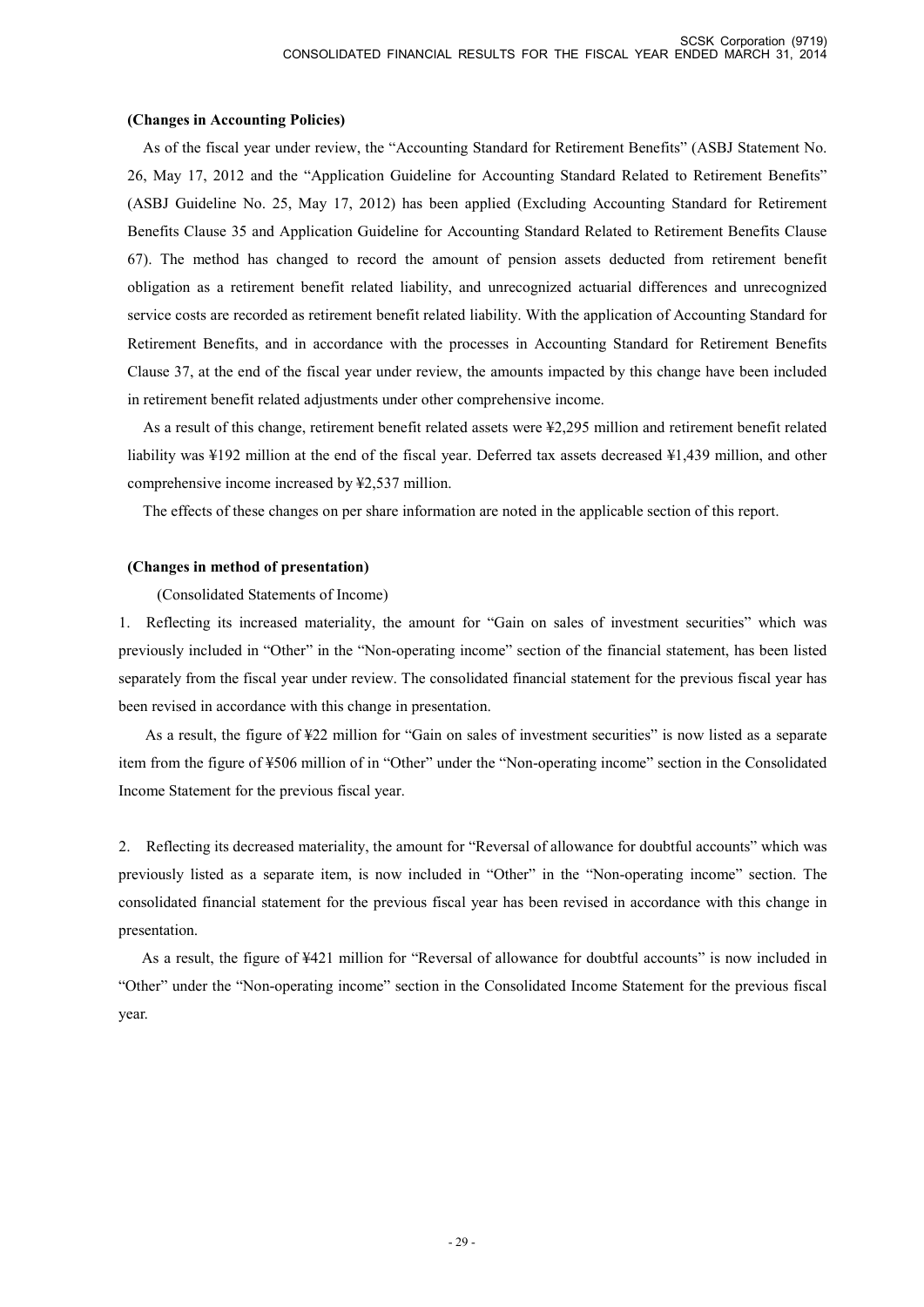**(Changes in Accounting Policies)**

As of the fiscal year under review, the "Accounting Standard for Retirement Benefits" (ASBJ Statement No. 26, May 17, 2012 and the "Application Guideline for Accounting Standard Related to Retirement Benefits" (ASBJ Guideline No. 25, May 17, 2012) has been applied (Excluding Accounting Standard for Retirement Benefits Clause 35 and Application Guideline for Accounting Standard Related to Retirement Benefits Clause 67). The method has changed to record the amount of pension assets deducted from retirement benefit obligation as a retirement benefit related liability, and unrecognized actuarial differences and unrecognized service costs are recorded as retirement benefit related liability. With the application of Accounting Standard for Retirement Benefits, and in accordance with the processes in Accounting Standard for Retirement Benefits Clause 37, at the end of the fiscal year under review, the amounts impacted by this change have been included in retirement benefit related adjustments under other comprehensive income.

As a result of this change, retirement benefit related assets were ¥2,295 million and retirement benefit related liability was ¥192 million at the end of the fiscal year. Deferred tax assets decreased ¥1,439 million, and other comprehensive income increased by ¥2,537 million.

The effects of these changes on per share information are noted in the applicable section of this report.

**(Changes in method of presentation)**

(Consolidated Statements of Income)

1. Reflecting its increased materiality, the amount for "Gain on sales of investment securities" which was previously included in "Other" in the "Non-operating income" section of the financial statement, has been listed separately from the fiscal year under review. The consolidated financial statement for the previous fiscal year has been revised in accordance with this change in presentation.

As a result, the figure of ¥22 million for "Gain on sales of investment securities" is now listed as a separate item from the figure of ¥506 million of in "Other" under the "Non-operating income" section in the Consolidated Income Statement for the previous fiscal year.

2. Reflecting its decreased materiality, the amount for "Reversal of allowance for doubtful accounts" which was previously listed as a separate item, is now included in "Other" in the "Non-operating income" section. The consolidated financial statement for the previous fiscal year has been revised in accordance with this change in presentation.

As a result, the figure of ¥421 million for "Reversal of allowance for doubtful accounts" is now included in "Other" under the "Non-operating income" section in the Consolidated Income Statement for the previous fiscal year.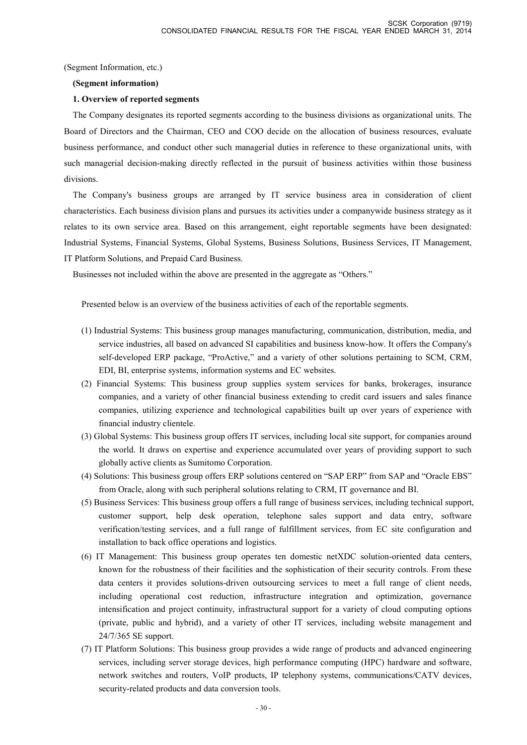(Segment Information, etc.)

**(Segment information)**

**1. Overview of reported segments**

The Company designates its reported segments according to the business divisions as organizational units. The Board of Directors and the Chairman, CEO and COO decide on the allocation of business resources, evaluate business performance, and conduct other such managerial duties in reference to these organizational units, with such managerial decision-making directly reflected in the pursuit of business activities within those business divisions.

The Company's business groups are arranged by IT service business area in consideration of client characteristics. Each business division plans and pursues its activities under a companywide business strategy as it relates to its own service area. Based on this arrangement, eight reportable segments have been designated: Industrial Systems, Financial Systems, Global Systems, Business Solutions, Business Services, IT Management, IT Platform Solutions, and Prepaid Card Business.

Businesses not included within the above are presented in the aggregate as "Others."

Presented below is an overview of the business activities of each of the reportable segments.

(1) Industrial Systems: This business group manages manufacturing, communication, distribution, media, and service industries, all based on advanced SI capabilities and business know-how. It offers the Company's self-developed ERP package, "ProActive," and a variety of other solutions pertaining to SCM, CRM, EDI, BI, enterprise systems, information systems and EC websites.

(2) Financial Systems: This business group supplies system services for banks, brokerages, insurance companies, and a variety of other financial business extending to credit card issuers and sales finance companies, utilizing experience and technological capabilities built up over years of experience with financial industry clientele.

(3) Global Systems: This business group offers IT services, including local site support, for companies around the world. It draws on expertise and experience accumulated over years of providing support to such globally active clients as Sumitomo Corporation.

(4) Solutions: This business group offers ERP solutions centered on "SAP ERP" from SAP and "Oracle EBS" from Oracle, along with such peripheral solutions relating to CRM, IT governance and BI.

(5) Business Services: This business group offers a full range of business services, including technical support, customer support, help desk operation, telephone sales support and data entry, software verification/testing services, and a full range of fulfillment services, from EC site configuration and installation to back office operations and logistics.

(6) IT Management: This business group operates ten domestic netXDC solution-oriented data centers, known for the robustness of their facilities and the sophistication of their security controls. From these data centers it provides solutions-driven outsourcing services to meet a full range of client needs, including operational cost reduction, infrastructure integration and optimization, governance intensification and project continuity, infrastructural support for a variety of cloud computing options (private, public and hybrid), and a variety of other IT services, including website management and 24/7/365 SE support.

(7) IT Platform Solutions: This business group provides a wide range of products and advanced engineering services, including server storage devices, high performance computing (HPC) hardware and software, network switches and routers, VoIP products, IP telephony systems, communications/CATV devices, security-related products and data conversion tools.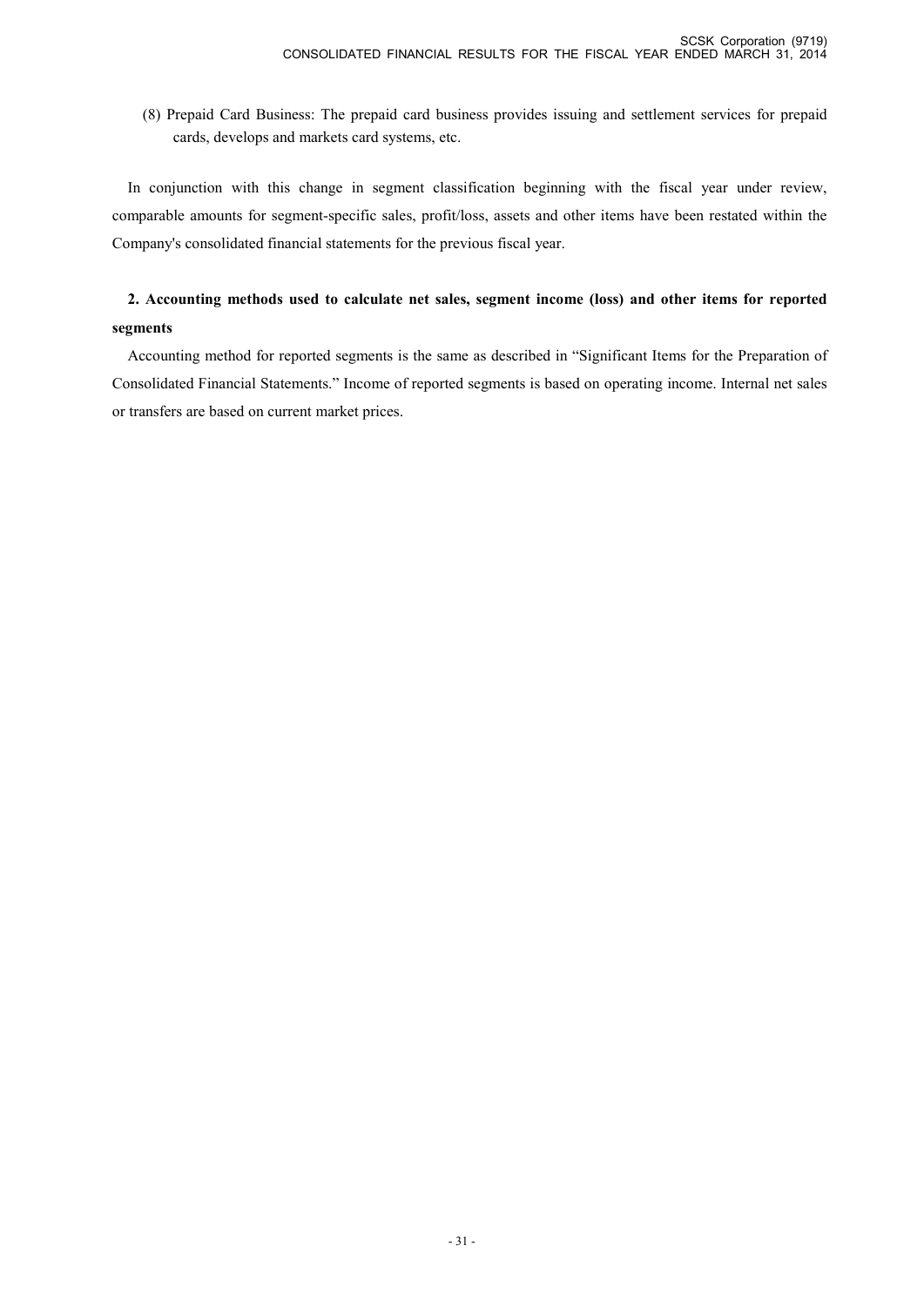(8) Prepaid Card Business: The prepaid card business provides issuing and settlement services for prepaid cards, develops and markets card systems, etc.

In conjunction with this change in segment classification beginning with the fiscal year under review, comparable amounts for segment-specific sales, profit/loss, assets and other items have been restated within the Company's consolidated financial statements for the previous fiscal year.

**2. Accounting methods used to calculate net sales, segment income (loss) and other items for reported segments**

Accounting method for reported segments is the same as described in "Significant Items for the Preparation of Consolidated Financial Statements." Income of reported segments is based on operating income. Internal net sales or transfers are based on current market prices.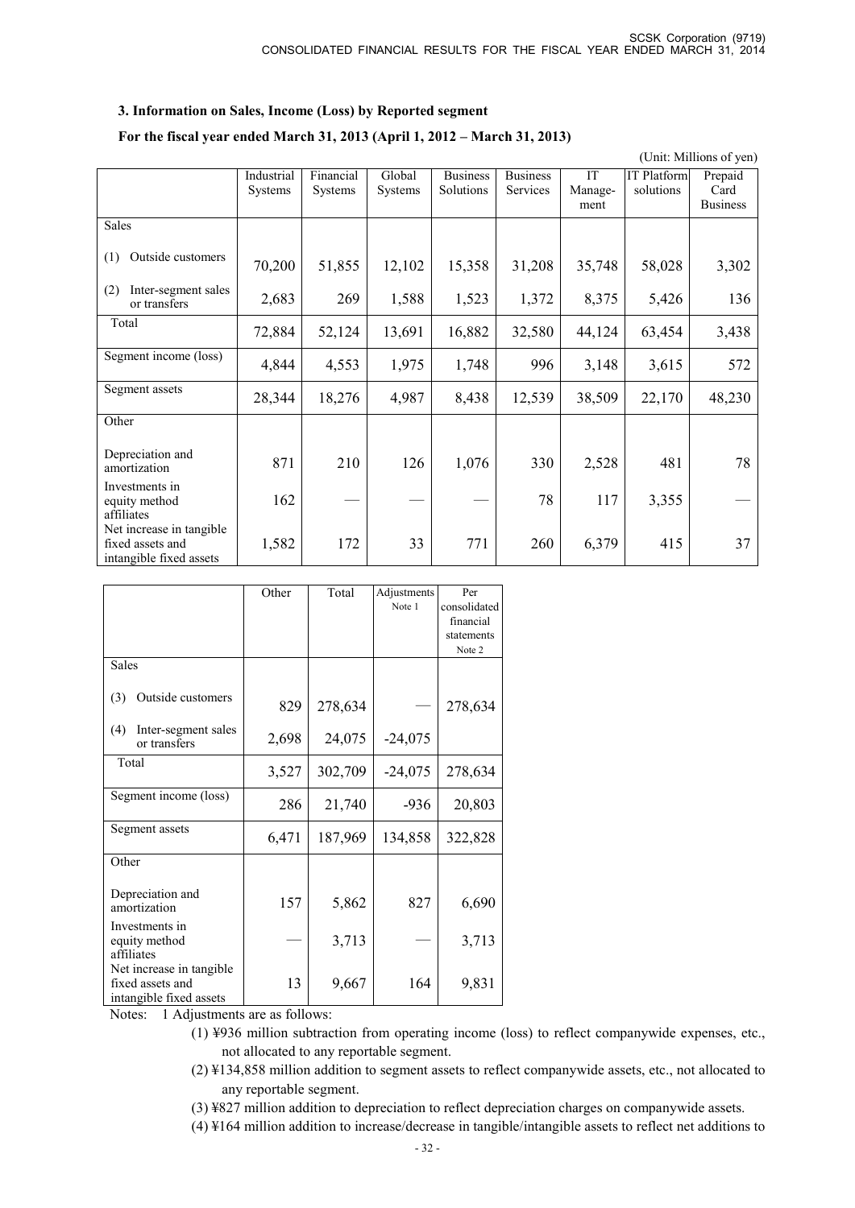### 3. Information on Sales, Income (Loss) by Reported segment

**For the fiscal year ended March 31, 2013 (April 1, 2012 – March 31, 2013)**

(Unit: Millions of yen)

| | Industrial Systems | Financial Systems | Global Systems | Business Solutions | Business Services | IT Manage-ment | IT Platform solutions | Prepaid Card Business |
|---|---|---|---|---|---|---|---|---|
| Sales | | | | | | | | |
| (1) Outside customers | 70,200 | 51,855 | 12,102 | 15,358 | 31,208 | 35,748 | 58,028 | 3,302 |
| (2) Inter-segment sales or transfers | 2,683 | 269 | 1,588 | 1,523 | 1,372 | 8,375 | 5,426 | 136 |
| Total | 72,884 | 52,124 | 13,691 | 16,882 | 32,580 | 44,124 | 63,454 | 3,438 |
| Segment income (loss) | 4,844 | 4,553 | 1,975 | 1,748 | 996 | 3,148 | 3,615 | 572 |
| Segment assets | 28,344 | 18,276 | 4,987 | 8,438 | 12,539 | 38,509 | 22,170 | 48,230 |
| Other | | | | | | | | |
| Depreciation and amortization | 871 | 210 | 126 | 1,076 | 330 | 2,528 | 481 | 78 |
| Investments in equity method affiliates | 162 | — | — | — | 78 | 117 | 3,355 | — |
| Net increase in tangible fixed assets and intangible fixed assets | 1,582 | 172 | 33 | 771 | 260 | 6,379 | 415 | 37 |

| | Other | Total | Adjustments Note 1 | Per consolidated financial statements Note 2 |
|---|---|---|---|---|
| Sales | | | | |
| (3) Outside customers | 829 | 278,634 | — | 278,634 |
| (4) Inter-segment sales or transfers | 2,698 | 24,075 | -24,075 | |
| Total | 3,527 | 302,709 | -24,075 | 278,634 |
| Segment income (loss) | 286 | 21,740 | -936 | 20,803 |
| Segment assets | 6,471 | 187,969 | 134,858 | 322,828 |
| Other | | | | |
| Depreciation and amortization | 157 | 5,862 | 827 | 6,690 |
| Investments in equity method affiliates | — | 3,713 | — | 3,713 |
| Net increase in tangible fixed assets and intangible fixed assets | 13 | 9,667 | 164 | 9,831 |

Notes: 1 Adjustments are as follows:

(1) ¥936 million subtraction from operating income (loss) to reflect companywide expenses, etc., not allocated to any reportable segment.

(2) ¥134,858 million addition to segment assets to reflect companywide assets, etc., not allocated to any reportable segment.

(3) ¥827 million addition to depreciation to reflect depreciation charges on companywide assets.

(4) ¥164 million addition to increase/decrease in tangible/intangible assets to reflect net additions to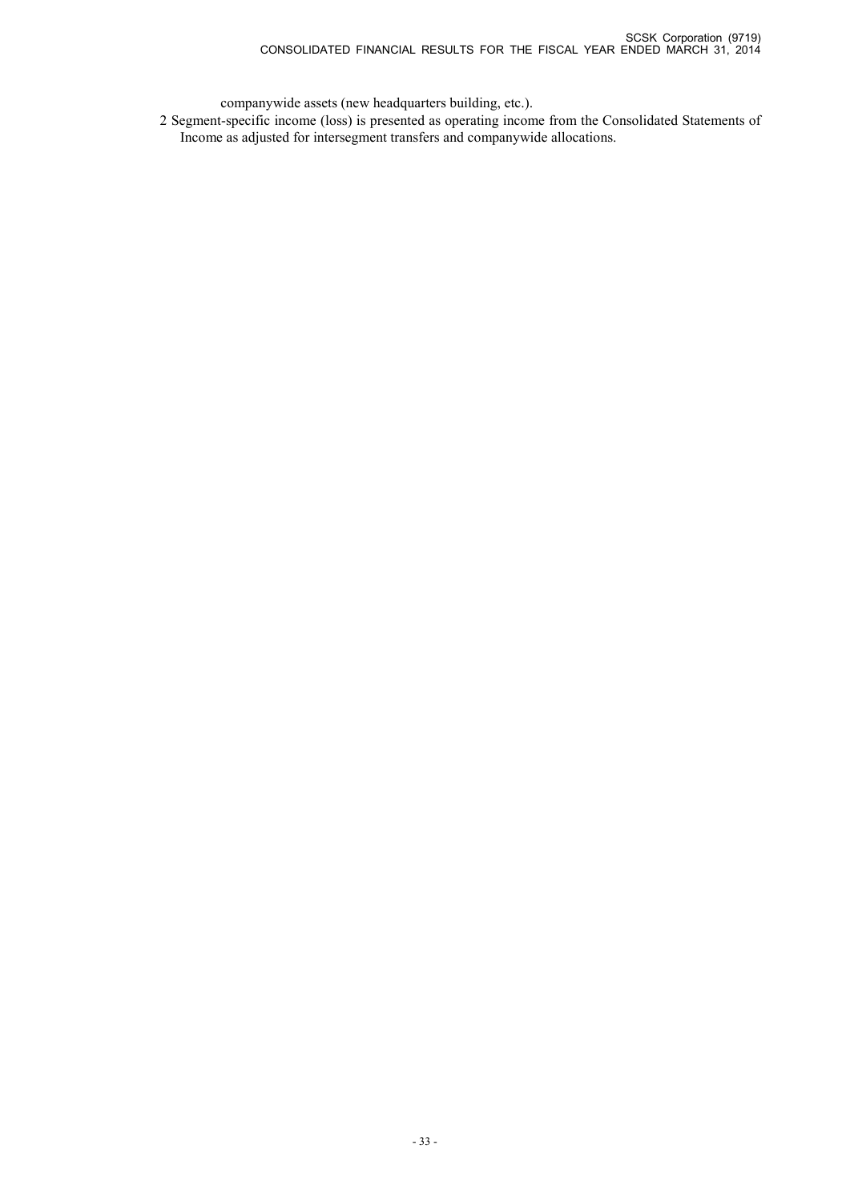companywide assets (new headquarters building, etc.).

2 Segment-specific income (loss) is presented as operating income from the Consolidated Statements of Income as adjusted for intersegment transfers and companywide allocations.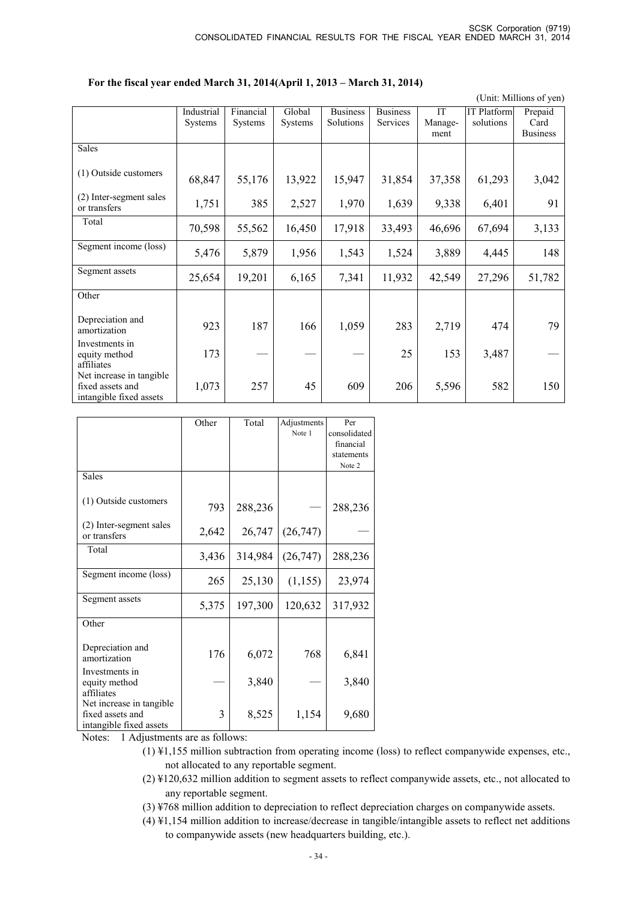**For the fiscal year ended March 31, 2014(April 1, 2013 – March 31, 2014)**

(Unit: Millions of yen)

| | Industrial Systems | Financial Systems | Global Systems | Business Solutions | Business Services | IT Manage-ment | IT Platform solutions | Prepaid Card Business |
|---|---|---|---|---|---|---|---|---|
| Sales | | | | | | | | |
| (1) Outside customers | 68,847 | 55,176 | 13,922 | 15,947 | 31,854 | 37,358 | 61,293 | 3,042 |
| (2) Inter-segment sales or transfers | 1,751 | 385 | 2,527 | 1,970 | 1,639 | 9,338 | 6,401 | 91 |
| Total | 70,598 | 55,562 | 16,450 | 17,918 | 33,493 | 46,696 | 67,694 | 3,133 |
| Segment income (loss) | 5,476 | 5,879 | 1,956 | 1,543 | 1,524 | 3,889 | 4,445 | 148 |
| Segment assets | 25,654 | 19,201 | 6,165 | 7,341 | 11,932 | 42,549 | 27,296 | 51,782 |
| Other | | | | | | | | |
| Depreciation and amortization | 923 | 187 | 166 | 1,059 | 283 | 2,719 | 474 | 79 |
| Investments in equity method affiliates | 173 | — | — | — | 25 | 153 | 3,487 | — |
| Net increase in tangible fixed assets and intangible fixed assets | 1,073 | 257 | 45 | 609 | 206 | 5,596 | 582 | 150 |

| | Other | Total | Adjustments Note 1 | Per consolidated financial statements Note 2 |
|---|---|---|---|---|
| Sales | | | | |
| (1) Outside customers | 793 | 288,236 | — | 288,236 |
| (2) Inter-segment sales or transfers | 2,642 | 26,747 | (26,747) | — |
| Total | 3,436 | 314,984 | (26,747) | 288,236 |
| Segment income (loss) | 265 | 25,130 | (1,155) | 23,974 |
| Segment assets | 5,375 | 197,300 | 120,632 | 317,932 |
| Other | | | | |
| Depreciation and amortization | 176 | 6,072 | 768 | 6,841 |
| Investments in equity method affiliates | — | 3,840 | — | 3,840 |
| Net increase in tangible fixed assets and intangible fixed assets | 3 | 8,525 | 1,154 | 9,680 |

Notes: 1 Adjustments are as follows:

(1) ¥1,155 million subtraction from operating income (loss) to reflect companywide expenses, etc., not allocated to any reportable segment.

(2) ¥120,632 million addition to segment assets to reflect companywide assets, etc., not allocated to any reportable segment.

(3) ¥768 million addition to depreciation to reflect depreciation charges on companywide assets.

(4) ¥1,154 million addition to increase/decrease in tangible/intangible assets to reflect net additions to companywide assets (new headquarters building, etc.).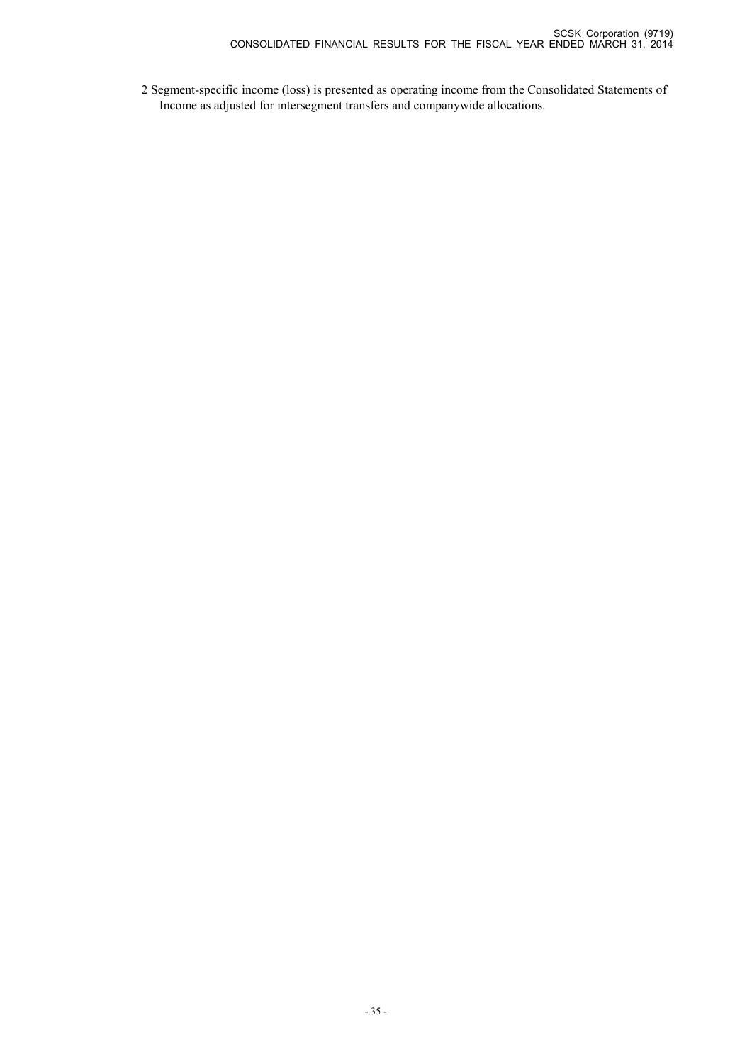2 Segment-specific income (loss) is presented as operating income from the Consolidated Statements of Income as adjusted for intersegment transfers and companywide allocations.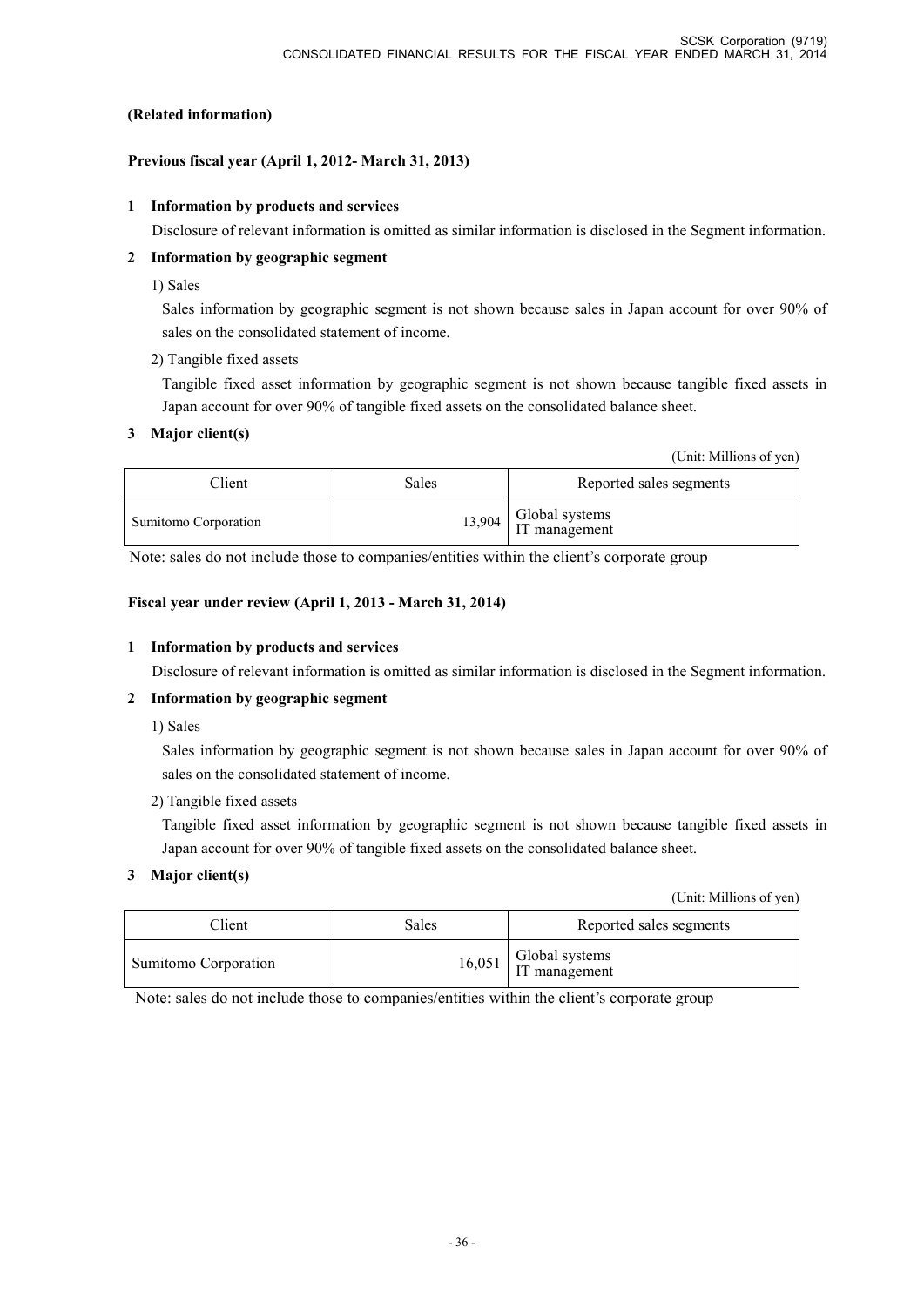**(Related information)**

**Previous fiscal year (April 1, 2012- March 31, 2013)**

**1 Information by products and services**

Disclosure of relevant information is omitted as similar information is disclosed in the Segment information.

**2 Information by geographic segment**

1) Sales

Sales information by geographic segment is not shown because sales in Japan account for over 90% of sales on the consolidated statement of income.

2) Tangible fixed assets

Tangible fixed asset information by geographic segment is not shown because tangible fixed assets in Japan account for over 90% of tangible fixed assets on the consolidated balance sheet.

**3 Major client(s)**

(Unit: Millions of yen)

| Client | Sales | Reported sales segments |
|---|---|---|
| Sumitomo Corporation | 13,904 | Global systems IT management |

Note: sales do not include those to companies/entities within the client's corporate group

**Fiscal year under review (April 1, 2013 - March 31, 2014)**

**1 Information by products and services**

Disclosure of relevant information is omitted as similar information is disclosed in the Segment information.

**2 Information by geographic segment**

1) Sales

Sales information by geographic segment is not shown because sales in Japan account for over 90% of sales on the consolidated statement of income.

2) Tangible fixed assets

Tangible fixed asset information by geographic segment is not shown because tangible fixed assets in Japan account for over 90% of tangible fixed assets on the consolidated balance sheet.

**3 Major client(s)**

(Unit: Millions of yen)

| Client | Sales | Reported sales segments |
|---|---|---|
| Sumitomo Corporation | 16,051 | Global systems IT management |

Note: sales do not include those to companies/entities within the client's corporate group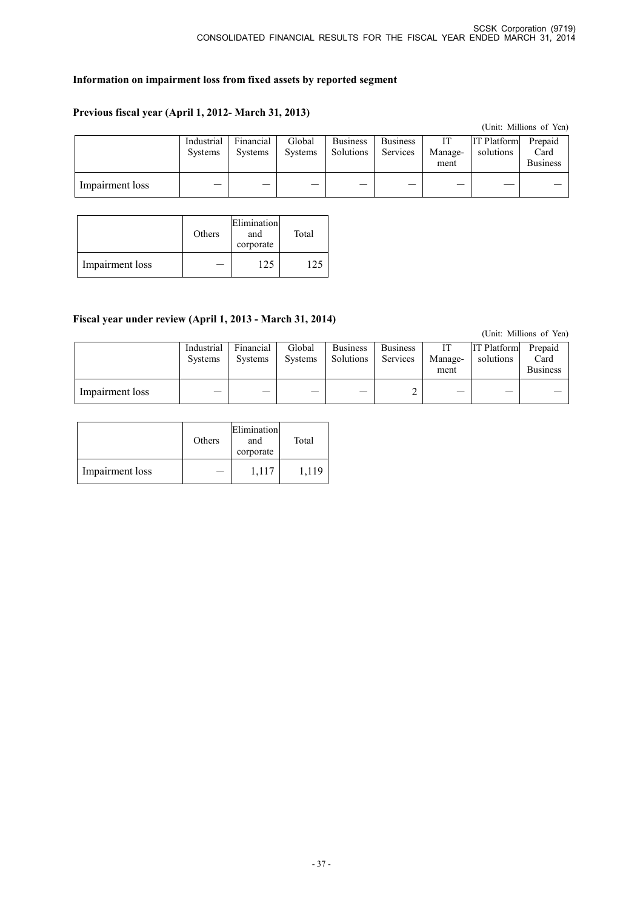### Information on impairment loss from fixed assets by reported segment

#### Previous fiscal year (April 1, 2012- March 31, 2013)

(Unit: Millions of Yen)

| | Industrial Systems | Financial Systems | Global Systems | Business Solutions | Business Services | IT Manage-ment | IT Platform solutions | Prepaid Card Business |
|---|---|---|---|---|---|---|---|---|
| Impairment loss | — | — | — | — | — | — | — | — |

| | Others | Elimination and corporate | Total |
|---|---|---|---|
| Impairment loss | — | 125 | 125 |

#### Fiscal year under review (April 1, 2013 - March 31, 2014)

(Unit: Millions of Yen)

| | Industrial Systems | Financial Systems | Global Systems | Business Solutions | Business Services | IT Manage-ment | IT Platform solutions | Prepaid Card Business |
|---|---|---|---|---|---|---|---|---|
| Impairment loss | — | — | — | — | 2 | — | — | — |

| | Others | Elimination and corporate | Total |
|---|---|---|---|
| Impairment loss | — | 1,117 | 1,119 |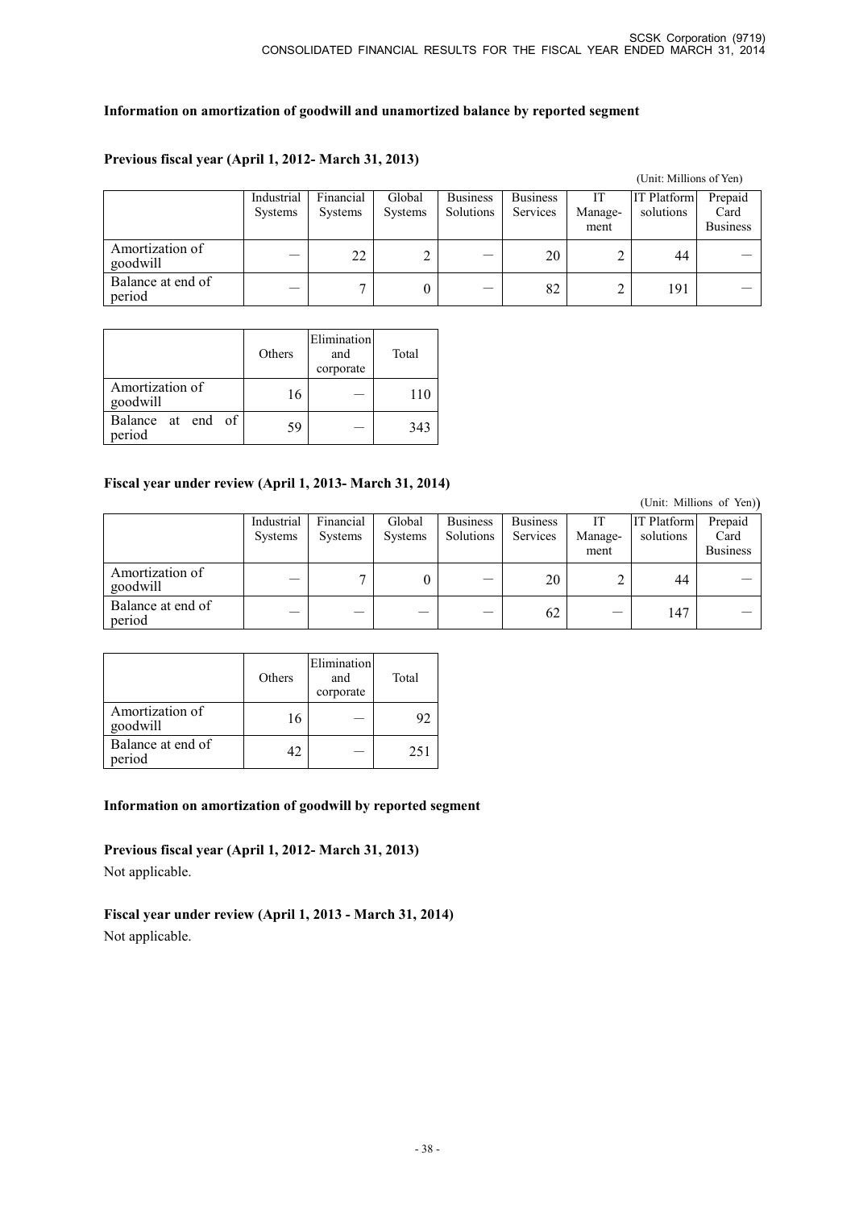### Information on amortization of goodwill and unamortized balance by reported segment

#### Previous fiscal year (April 1, 2012- March 31, 2013)

(Unit: Millions of Yen)

| | Industrial Systems | Financial Systems | Global Systems | Business Solutions | Business Services | IT Manage-ment | IT Platform solutions | Prepaid Card Business |
|---|---|---|---|---|---|---|---|---|
| Amortization of goodwill | — | 22 | 2 | — | 20 | 2 | 44 | — |
| Balance at end of period | — | 7 | 0 | — | 82 | 2 | 191 | — |

| | Others | Elimination and corporate | Total |
|---|---|---|---|
| Amortization of goodwill | 16 | — | 110 |
| Balance at end of period | 59 | — | 343 |

#### Fiscal year under review (April 1, 2013- March 31, 2014)

(Unit: Millions of Yen)

| | Industrial Systems | Financial Systems | Global Systems | Business Solutions | Business Services | IT Manage-ment | IT Platform solutions | Prepaid Card Business |
|---|---|---|---|---|---|---|---|---|
| Amortization of goodwill | — | 7 | 0 | — | 20 | 2 | 44 | — |
| Balance at end of period | — | — | — | — | 62 | — | 147 | — |

| | Others | Elimination and corporate | Total |
|---|---|---|---|
| Amortization of goodwill | 16 | — | 92 |
| Balance at end of period | 42 | — | 251 |

### Information on amortization of goodwill by reported segment

#### Previous fiscal year (April 1, 2012- March 31, 2013)

Not applicable.

#### Fiscal year under review (April 1, 2013 - March 31, 2014)

Not applicable.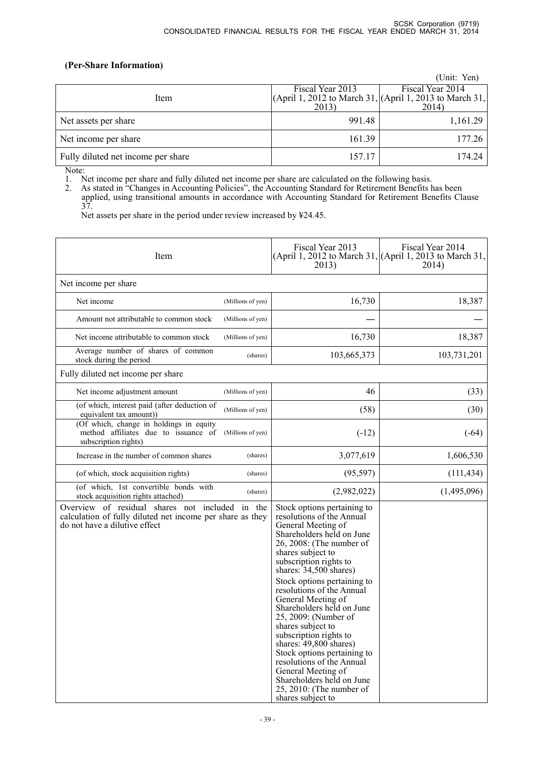**(Per-Share Information)**

(Unit: Yen)

| Item | Fiscal Year 2013 (April 1, 2012 to March 31, 2013) | Fiscal Year 2014 (April 1, 2013 to March 31, 2014) |
|---|---|---|
| Net assets per share | 991.48 | 1,161.29 |
| Net income per share | 161.39 | 177.26 |
| Fully diluted net income per share | 157.17 | 174.24 |

Note:

1. Net income per share and fully diluted net income per share are calculated on the following basis.
2. As stated in "Changes in Accounting Policies", the Accounting Standard for Retirement Benefits has been applied, using transitional amounts in accordance with Accounting Standard for Retirement Benefits Clause 37.

   Net assets per share in the period under review increased by ¥24.45.

| Item | | Fiscal Year 2013 (April 1, 2012 to March 31, 2013) | Fiscal Year 2014 (April 1, 2013 to March 31, 2014) |
|---|---|---|---|
| Net income per share | | | |
| Net income | (Millions of yen) | 16,730 | 18,387 |
| Amount not attributable to common stock | (Millions of yen) | — | — |
| Net income attributable to common stock | (Millions of yen) | 16,730 | 18,387 |
| Average number of shares of common stock during the period | (shares) | 103,665,373 | 103,731,201 |
| Fully diluted net income per share | | | |
| Net income adjustment amount | (Millions of yen) | 46 | (33) |
| (of which, interest paid (after deduction of equivalent tax amount)) | (Millions of yen) | (58) | (30) |
| (Of which, change in holdings in equity method affiliates due to issuance of subscription rights) | (Millions of yen) | (-12) | (-64) |
| Increase in the number of common shares | (shares) | 3,077,619 | 1,606,530 |
| (of which, stock acquisition rights) | (shares) | (95,597) | (111,434) |
| (of which, 1st convertible bonds with stock acquisition rights attached) | (shares) | (2,982,022) | (1,495,096) |
| Overview of residual shares not included in the calculation of fully diluted net income per share as they do not have a dilutive effect | | Stock options pertaining to resolutions of the Annual General Meeting of Shareholders held on June 26, 2008: (The number of shares subject to subscription rights to shares: 34,500 shares)<br>Stock options pertaining to resolutions of the Annual General Meeting of Shareholders held on June 25, 2009: (Number of shares subject to subscription rights to shares: 49,800 shares)<br>Stock options pertaining to resolutions of the Annual General Meeting of Shareholders held on June 25, 2010: (The number of shares subject to | |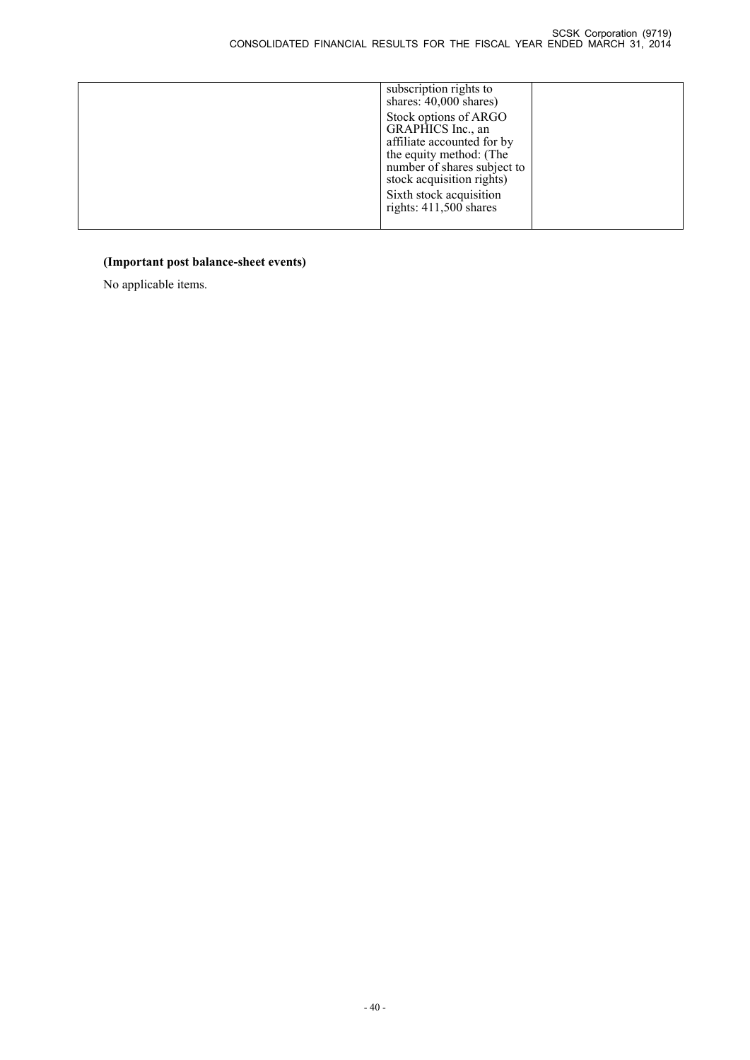| | | |
|---|---|---|
| | subscription rights to shares: 40,000 shares)<br>Stock options of ARGO GRAPHICS Inc., an affiliate accounted for by the equity method: (The number of shares subject to stock acquisition rights)<br>Sixth stock acquisition rights: 411,500 shares | |

**(Important post balance-sheet events)**

No applicable items.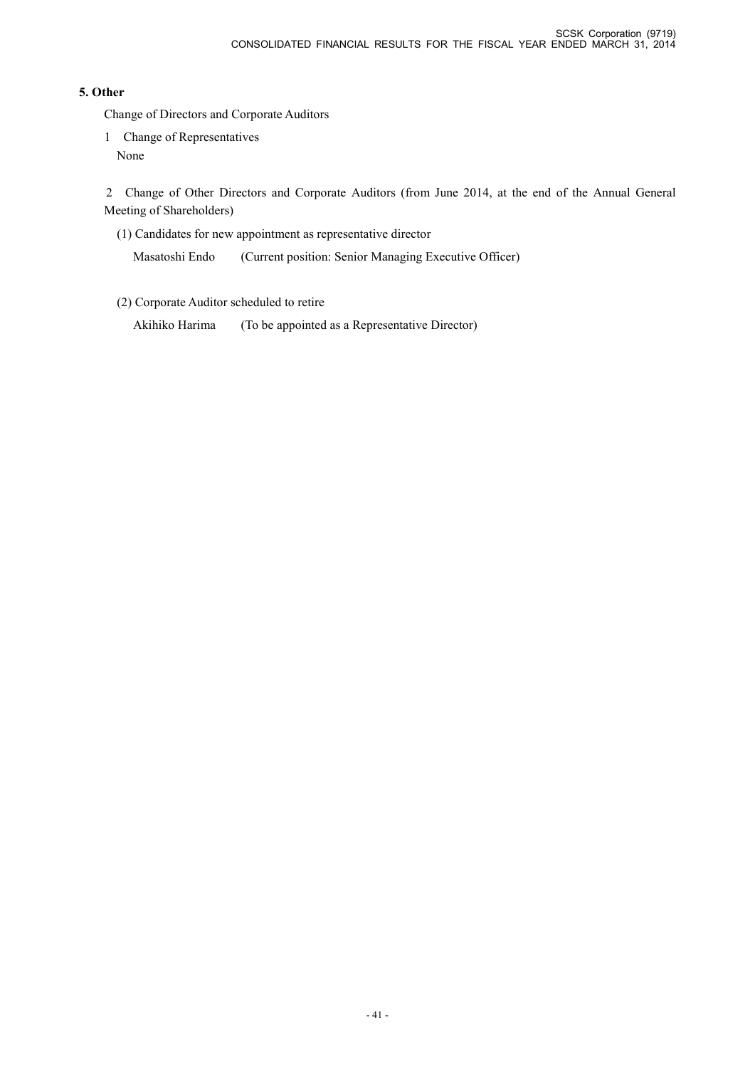## 5. Other

Change of Directors and Corporate Auditors

1 Change of Representatives

None

2 Change of Other Directors and Corporate Auditors (from June 2014, at the end of the Annual General Meeting of Shareholders)

(1) Candidates for new appointment as representative director

Masatoshi Endo (Current position: Senior Managing Executive Officer)

(2) Corporate Auditor scheduled to retire

Akihiko Harima (To be appointed as a Representative Director)